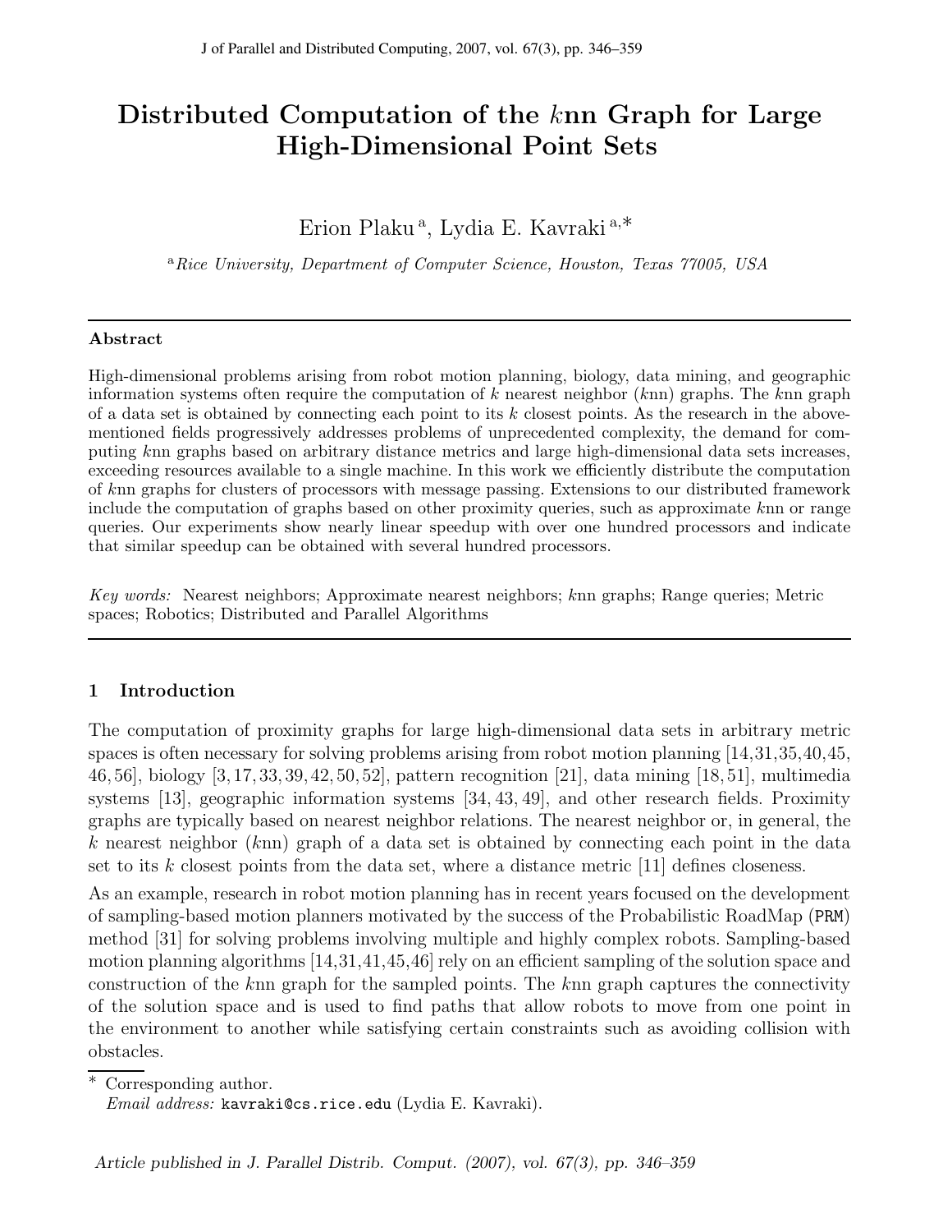# Distributed Computation of the $k$nn Graph for Large High-Dimensional Point Sets

Erion Plaku [a], Lydia E. Kavraki [a,*]

[a] *Rice University, Department of Computer Science, Houston, Texas 77005, USA*

---

### Abstract

High-dimensional problems arising from robot motion planning, biology, data mining, and geographic information systems often require the computation of $k$ nearest neighbor ($k$nn) graphs. The $k$nn graph of a data set is obtained by connecting each point to its $k$ closest points. As the research in the above-mentioned fields progressively addresses problems of unprecedented complexity, the demand for computing $k$nn graphs based on arbitrary distance metrics and large high-dimensional data sets increases, exceeding resources available to a single machine. In this work we efficiently distribute the computation of $k$nn graphs for clusters of processors with message passing. Extensions to our distributed framework include the computation of graphs based on other proximity queries, such as approximate $k$nn or range queries. Our experiments show nearly linear speedup with over one hundred processors and indicate that similar speedup can be obtained with several hundred processors.

*Key words:* Nearest neighbors; Approximate nearest neighbors; $k$nn graphs; Range queries; Metric spaces; Robotics; Distributed and Parallel Algorithms

---

## 1 Introduction

The computation of proximity graphs for large high-dimensional data sets in arbitrary metric spaces is often necessary for solving problems arising from robot motion planning [14,31,35,40,45,46,56], biology [3,17,33,39,42,50,52], pattern recognition [21], data mining [18,51], multimedia systems [13], geographic information systems [34,43,49], and other research fields. Proximity graphs are typically based on nearest neighbor relations. The nearest neighbor or, in general, the $k$ nearest neighbor ($k$nn) graph of a data set is obtained by connecting each point in the data set to its $k$ closest points from the data set, where a distance metric [11] defines closeness.

As an example, research in robot motion planning has in recent years focused on the development of sampling-based motion planners motivated by the success of the Probabilistic RoadMap (PRM) method [31] for solving problems involving multiple and highly complex robots. Sampling-based motion planning algorithms [14,31,41,45,46] rely on an efficient sampling of the solution space and construction of the $k$nn graph for the sampled points. The $k$nn graph captures the connectivity of the solution space and is used to find paths that allow robots to move from one point in the environment to another while satisfying certain constraints such as avoiding collision with obstacles.

---

\* Corresponding author.
*Email address:* kavraki@cs.rice.edu (Lydia E. Kavraki).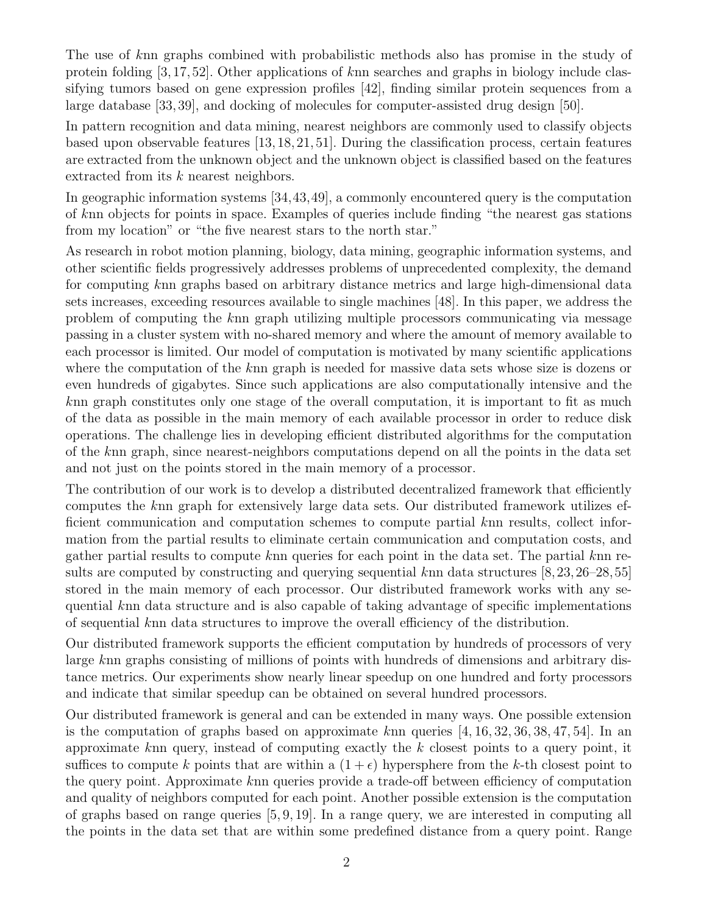The use of $k$nn graphs combined with probabilistic methods also has promise in the study of protein folding [3, 17, 52]. Other applications of $k$nn searches and graphs in biology include classifying tumors based on gene expression profiles [42], finding similar protein sequences from a large database [33, 39], and docking of molecules for computer-assisted drug design [50].

In pattern recognition and data mining, nearest neighbors are commonly used to classify objects based upon observable features [13, 18, 21, 51]. During the classification process, certain features are extracted from the unknown object and the unknown object is classified based on the features extracted from its $k$ nearest neighbors.

In geographic information systems [34, 43, 49], a commonly encountered query is the computation of $k$nn objects for points in space. Examples of queries include finding "the nearest gas stations from my location" or "the five nearest stars to the north star."

As research in robot motion planning, biology, data mining, geographic information systems, and other scientific fields progressively addresses problems of unprecedented complexity, the demand for computing $k$nn graphs based on arbitrary distance metrics and large high-dimensional data sets increases, exceeding resources available to single machines [48]. In this paper, we address the problem of computing the $k$nn graph utilizing multiple processors communicating via message passing in a cluster system with no-shared memory and where the amount of memory available to each processor is limited. Our model of computation is motivated by many scientific applications where the computation of the $k$nn graph is needed for massive data sets whose size is dozens or even hundreds of gigabytes. Since such applications are also computationally intensive and the $k$nn graph constitutes only one stage of the overall computation, it is important to fit as much of the data as possible in the main memory of each available processor in order to reduce disk operations. The challenge lies in developing efficient distributed algorithms for the computation of the $k$nn graph, since nearest-neighbors computations depend on all the points in the data set and not just on the points stored in the main memory of a processor.

The contribution of our work is to develop a distributed decentralized framework that efficiently computes the $k$nn graph for extensively large data sets. Our distributed framework utilizes efficient communication and computation schemes to compute partial $k$nn results, collect information from the partial results to eliminate certain communication and computation costs, and gather partial results to compute $k$nn queries for each point in the data set. The partial $k$nn results are computed by constructing and querying sequential $k$nn data structures [8, 23, 26–28, 55] stored in the main memory of each processor. Our distributed framework works with any sequential $k$nn data structure and is also capable of taking advantage of specific implementations of sequential $k$nn data structures to improve the overall efficiency of the distribution.

Our distributed framework supports the efficient computation by hundreds of processors of very large $k$nn graphs consisting of millions of points with hundreds of dimensions and arbitrary distance metrics. Our experiments show nearly linear speedup on one hundred and forty processors and indicate that similar speedup can be obtained on several hundred processors.

Our distributed framework is general and can be extended in many ways. One possible extension is the computation of graphs based on approximate $k$nn queries [4, 16, 32, 36, 38, 47, 54]. In an approximate $k$nn query, instead of computing exactly the $k$ closest points to a query point, it suffices to compute $k$ points that are within a $(1 + \epsilon)$ hypersphere from the $k$-th closest point to the query point. Approximate $k$nn queries provide a trade-off between efficiency of computation and quality of neighbors computed for each point. Another possible extension is the computation of graphs based on range queries [5, 9, 19]. In a range query, we are interested in computing all the points in the data set that are within some predefined distance from a query point. Range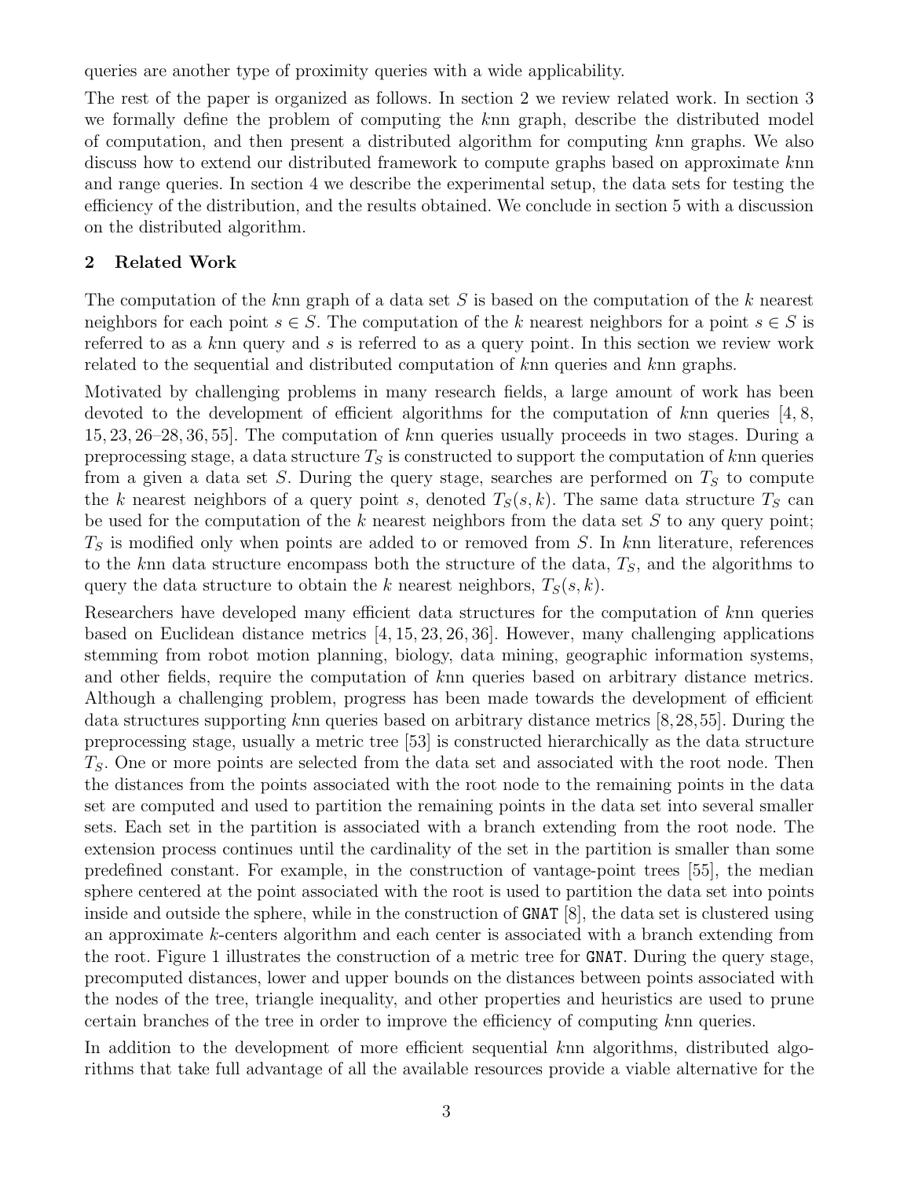queries are another type of proximity queries with a wide applicability.

The rest of the paper is organized as follows. In section 2 we review related work. In section 3 we formally define the problem of computing the $k$nn graph, describe the distributed model of computation, and then present a distributed algorithm for computing $k$nn graphs. We also discuss how to extend our distributed framework to compute graphs based on approximate $k$nn and range queries. In section 4 we describe the experimental setup, the data sets for testing the efficiency of the distribution, and the results obtained. We conclude in section 5 with a discussion on the distributed algorithm.

## 2 Related Work

The computation of the $k$nn graph of a data set $S$ is based on the computation of the $k$ nearest neighbors for each point $s \in S$. The computation of the $k$ nearest neighbors for a point $s \in S$ is referred to as a $k$nn query and $s$ is referred to as a query point. In this section we review work related to the sequential and distributed computation of $k$nn queries and $k$nn graphs.

Motivated by challenging problems in many research fields, a large amount of work has been devoted to the development of efficient algorithms for the computation of $k$nn queries [4, 8, 15, 23, 26–28, 36, 55]. The computation of $k$nn queries usually proceeds in two stages. During a preprocessing stage, a data structure $T_S$ is constructed to support the computation of $k$nn queries from a given a data set $S$. During the query stage, searches are performed on $T_S$ to compute the $k$ nearest neighbors of a query point $s$, denoted $T_S(s, k)$. The same data structure $T_S$ can be used for the computation of the $k$ nearest neighbors from the data set $S$ to any query point; $T_S$ is modified only when points are added to or removed from $S$. In $k$nn literature, references to the $k$nn data structure encompass both the structure of the data, $T_S$, and the algorithms to query the data structure to obtain the $k$ nearest neighbors, $T_S(s, k)$.

Researchers have developed many efficient data structures for the computation of $k$nn queries based on Euclidean distance metrics [4, 15, 23, 26, 36]. However, many challenging applications stemming from robot motion planning, biology, data mining, geographic information systems, and other fields, require the computation of $k$nn queries based on arbitrary distance metrics. Although a challenging problem, progress has been made towards the development of efficient data structures supporting $k$nn queries based on arbitrary distance metrics [8, 28, 55]. During the preprocessing stage, usually a metric tree [53] is constructed hierarchically as the data structure $T_S$. One or more points are selected from the data set and associated with the root node. Then the distances from the points associated with the root node to the remaining points in the data set are computed and used to partition the remaining points in the data set into several smaller sets. Each set in the partition is associated with a branch extending from the root node. The extension process continues until the cardinality of the set in the partition is smaller than some predefined constant. For example, in the construction of vantage-point trees [55], the median sphere centered at the point associated with the root is used to partition the data set into points inside and outside the sphere, while in the construction of `GNAT` [8], the data set is clustered using an approximate $k$-centers algorithm and each center is associated with a branch extending from the root. Figure 1 illustrates the construction of a metric tree for `GNAT`. During the query stage, precomputed distances, lower and upper bounds on the distances between points associated with the nodes of the tree, triangle inequality, and other properties and heuristics are used to prune certain branches of the tree in order to improve the efficiency of computing $k$nn queries.

In addition to the development of more efficient sequential $k$nn algorithms, distributed algorithms that take full advantage of all the available resources provide a viable alternative for the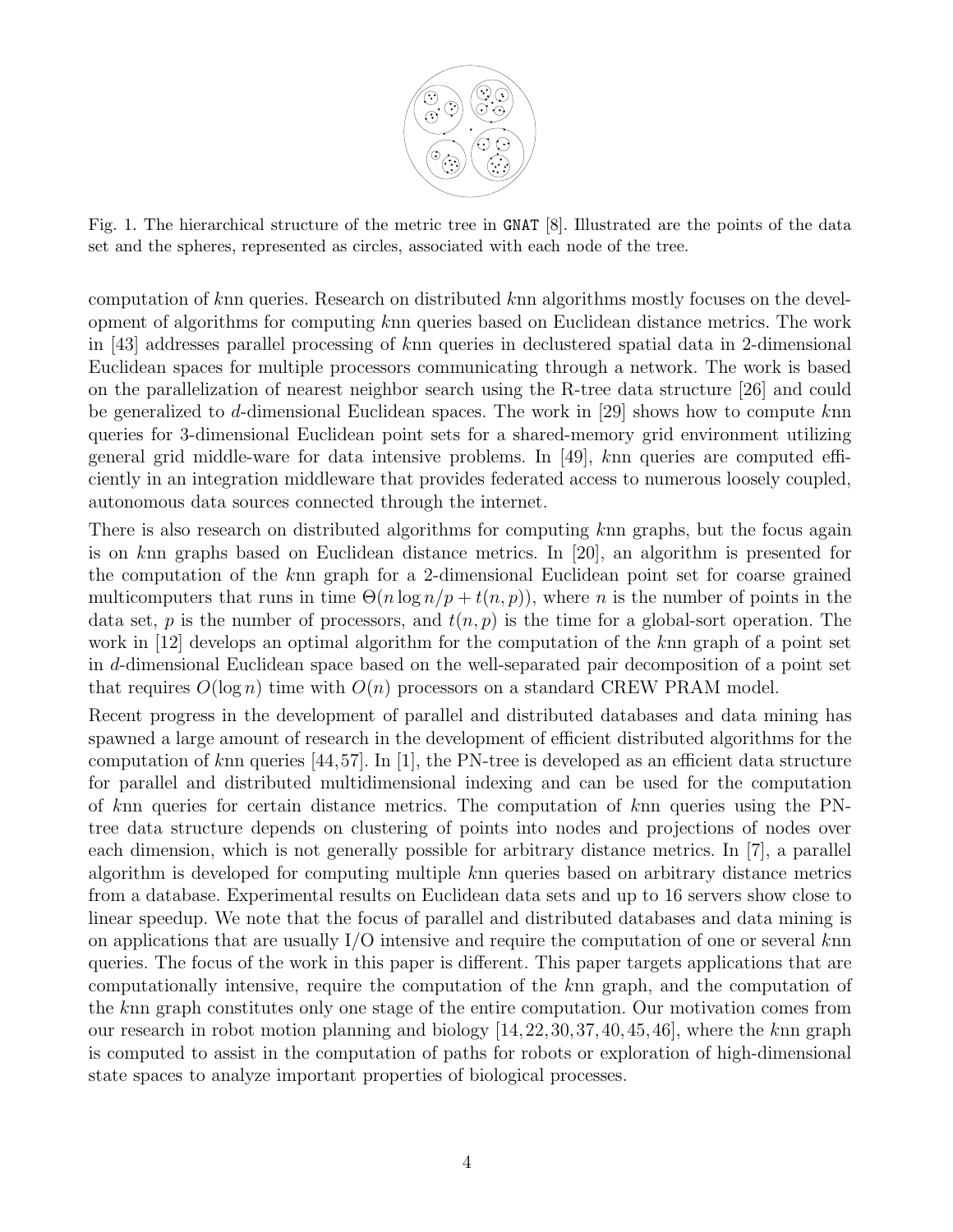Fig. 1. The hierarchical structure of the metric tree in GNAT [8]. Illustrated are the points of the data set and the spheres, represented as circles, associated with each node of the tree.

computation of $k$nn queries. Research on distributed $k$nn algorithms mostly focuses on the development of algorithms for computing $k$nn queries based on Euclidean distance metrics. The work in [43] addresses parallel processing of $k$nn queries in declustered spatial data in 2-dimensional Euclidean spaces for multiple processors communicating through a network. The work is based on the parallelization of nearest neighbor search using the R-tree data structure [26] and could be generalized to $d$-dimensional Euclidean spaces. The work in [29] shows how to compute $k$nn queries for 3-dimensional Euclidean point sets for a shared-memory grid environment utilizing general grid middle-ware for data intensive problems. In [49], $k$nn queries are computed efficiently in an integration middleware that provides federated access to numerous loosely coupled, autonomous data sources connected through the internet.

There is also research on distributed algorithms for computing $k$nn graphs, but the focus again is on $k$nn graphs based on Euclidean distance metrics. In [20], an algorithm is presented for the computation of the $k$nn graph for a 2-dimensional Euclidean point set for coarse grained multicomputers that runs in time $\Theta(n \log n/p + t(n, p))$, where $n$ is the number of points in the data set, $p$ is the number of processors, and $t(n, p)$ is the time for a global-sort operation. The work in [12] develops an optimal algorithm for the computation of the $k$nn graph of a point set in $d$-dimensional Euclidean space based on the well-separated pair decomposition of a point set that requires $O(\log n)$ time with $O(n)$ processors on a standard CREW PRAM model.

Recent progress in the development of parallel and distributed databases and data mining has spawned a large amount of research in the development of efficient distributed algorithms for the computation of $k$nn queries [44, 57]. In [1], the PN-tree is developed as an efficient data structure for parallel and distributed multidimensional indexing and can be used for the computation of $k$nn queries for certain distance metrics. The computation of $k$nn queries using the PN-tree data structure depends on clustering of points into nodes and projections of nodes over each dimension, which is not generally possible for arbitrary distance metrics. In [7], a parallel algorithm is developed for computing multiple $k$nn queries based on arbitrary distance metrics from a database. Experimental results on Euclidean data sets and up to 16 servers show close to linear speedup. We note that the focus of parallel and distributed databases and data mining is on applications that are usually I/O intensive and require the computation of one or several $k$nn queries. The focus of the work in this paper is different. This paper targets applications that are computationally intensive, require the computation of the $k$nn graph, and the computation of the $k$nn graph constitutes only one stage of the entire computation. Our motivation comes from our research in robot motion planning and biology [14, 22, 30, 37, 40, 45, 46], where the $k$nn graph is computed to assist in the computation of paths for robots or exploration of high-dimensional state spaces to analyze important properties of biological processes.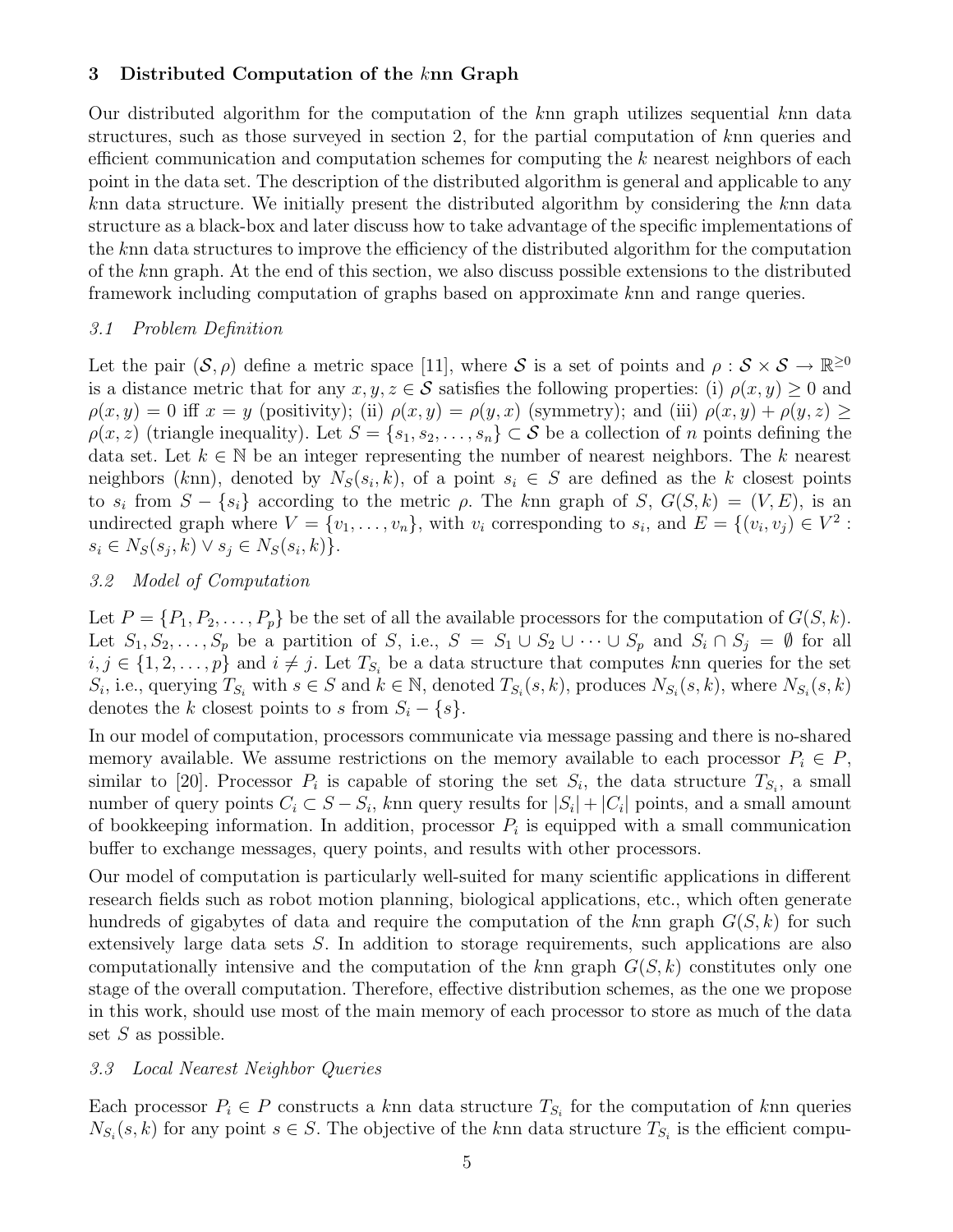## 3 Distributed Computation of the $k$nn Graph

Our distributed algorithm for the computation of the $k$nn graph utilizes sequential $k$nn data structures, such as those surveyed in section 2, for the partial computation of $k$nn queries and efficient communication and computation schemes for computing the $k$ nearest neighbors of each point in the data set. The description of the distributed algorithm is general and applicable to any $k$nn data structure. We initially present the distributed algorithm by considering the $k$nn data structure as a black-box and later discuss how to take advantage of the specific implementations of the $k$nn data structures to improve the efficiency of the distributed algorithm for the computation of the $k$nn graph. At the end of this section, we also discuss possible extensions to the distributed framework including computation of graphs based on approximate $k$nn and range queries.

### *3.1 Problem Definition*

Let the pair $(\mathcal{S}, \rho)$ define a metric space [11], where $\mathcal{S}$ is a set of points and $\rho : \mathcal{S} \times \mathcal{S} \to \mathbb{R}^{\geq 0}$ is a distance metric that for any $x, y, z \in \mathcal{S}$ satisfies the following properties: (i) $\rho(x, y) \geq 0$ and $\rho(x, y) = 0$ iff $x = y$ (positivity); (ii) $\rho(x, y) = \rho(y, x)$ (symmetry); and (iii) $\rho(x, y) + \rho(y, z) \geq \rho(x, z)$ (triangle inequality). Let $S = \{s_1, s_2, \ldots, s_n\} \subset \mathcal{S}$ be a collection of $n$ points defining the data set. Let $k \in \mathbb{N}$ be an integer representing the number of nearest neighbors. The $k$ nearest neighbors ($k$nn), denoted by $N_S(s_i, k)$, of a point $s_i \in S$ are defined as the $k$ closest points to $s_i$ from $S - \{s_i\}$ according to the metric $\rho$. The $k$nn graph of $S$, $G(S, k) = (V, E)$, is an undirected graph where $V = \{v_1, \ldots, v_n\}$, with $v_i$ corresponding to $s_i$, and $E = \{(v_i, v_j) \in V^2 : s_i \in N_S(s_j, k) \vee s_j \in N_S(s_i, k)\}$.

### *3.2 Model of Computation*

Let $P = \{P_1, P_2, \ldots, P_p\}$ be the set of all the available processors for the computation of $G(S, k)$. Let $S_1, S_2, \ldots, S_p$ be a partition of $S$, i.e., $S = S_1 \cup S_2 \cup \cdots \cup S_p$ and $S_i \cap S_j = \emptyset$ for all $i, j \in \{1, 2, \ldots, p\}$ and $i \neq j$. Let $T_{S_i}$ be a data structure that computes $k$nn queries for the set $S_i$, i.e., querying $T_{S_i}$ with $s \in S$ and $k \in \mathbb{N}$, denoted $T_{S_i}(s, k)$, produces $N_{S_i}(s, k)$, where $N_{S_i}(s, k)$ denotes the $k$ closest points to $s$ from $S_i - \{s\}$.

In our model of computation, processors communicate via message passing and there is no-shared memory available. We assume restrictions on the memory available to each processor $P_i \in P$, similar to [20]. Processor $P_i$ is capable of storing the set $S_i$, the data structure $T_{S_i}$, a small number of query points $C_i \subset S - S_i$, $k$nn query results for $|S_i| + |C_i|$ points, and a small amount of bookkeeping information. In addition, processor $P_i$ is equipped with a small communication buffer to exchange messages, query points, and results with other processors.

Our model of computation is particularly well-suited for many scientific applications in different research fields such as robot motion planning, biological applications, etc., which often generate hundreds of gigabytes of data and require the computation of the $k$nn graph $G(S, k)$ for such extensively large data sets $S$. In addition to storage requirements, such applications are also computationally intensive and the computation of the $k$nn graph $G(S, k)$ constitutes only one stage of the overall computation. Therefore, effective distribution schemes, as the one we propose in this work, should use most of the main memory of each processor to store as much of the data set $S$ as possible.

### *3.3 Local Nearest Neighbor Queries*

Each processor $P_i \in P$ constructs a $k$nn data structure $T_{S_i}$ for the computation of $k$nn queries $N_{S_i}(s, k)$ for any point $s \in S$. The objective of the $k$nn data structure $T_{S_i}$ is the efficient compu-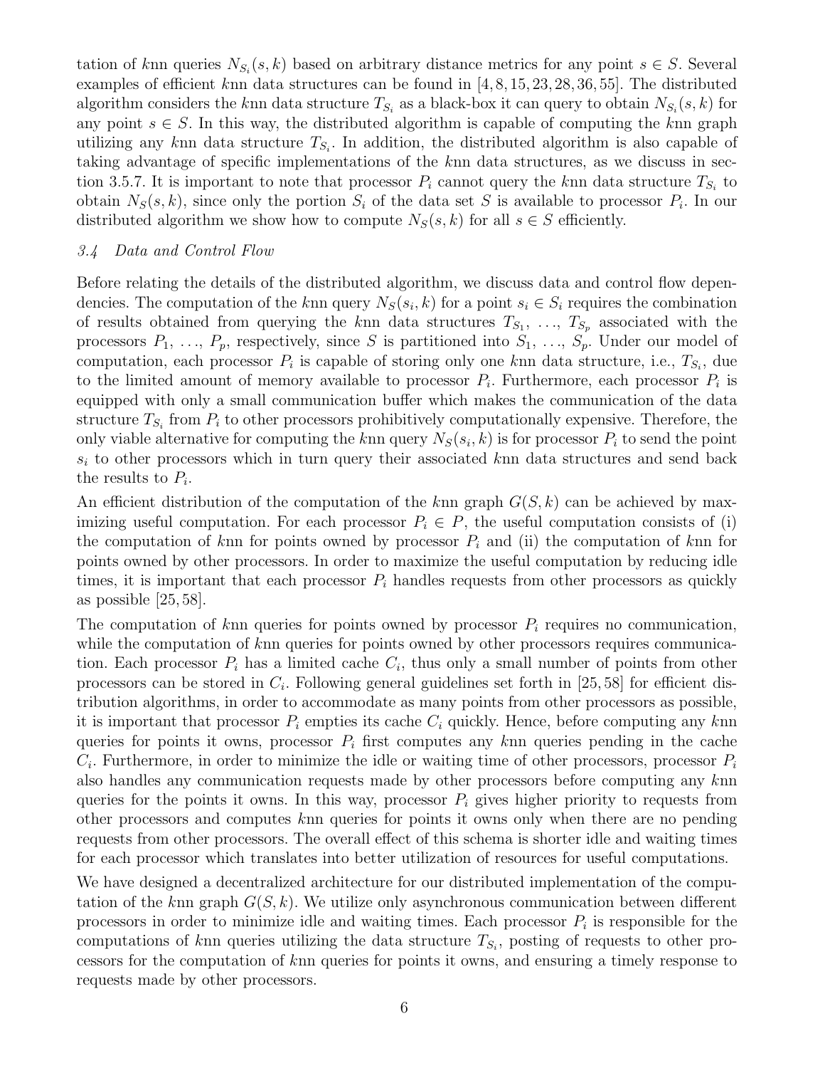tation of $k$nn queries $N_{S_i}(s, k)$ based on arbitrary distance metrics for any point $s \in S$. Several examples of efficient $k$nn data structures can be found in [4, 8, 15, 23, 28, 36, 55]. The distributed algorithm considers the $k$nn data structure $T_{S_i}$ as a black-box it can query to obtain $N_{S_i}(s, k)$ for any point $s \in S$. In this way, the distributed algorithm is capable of computing the $k$nn graph utilizing any $k$nn data structure $T_{S_i}$. In addition, the distributed algorithm is also capable of taking advantage of specific implementations of the $k$nn data structures, as we discuss in section 3.5.7. It is important to note that processor $P_i$ cannot query the $k$nn data structure $T_{S_i}$ to obtain $N_S(s, k)$, since only the portion $S_i$ of the data set $S$ is available to processor $P_i$. In our distributed algorithm we show how to compute $N_S(s, k)$ for all $s \in S$ efficiently.

### *3.4 Data and Control Flow*

Before relating the details of the distributed algorithm, we discuss data and control flow dependencies. The computation of the $k$nn query $N_S(s_i, k)$ for a point $s_i \in S_i$ requires the combination of results obtained from querying the $k$nn data structures $T_{S_1}$, …, $T_{S_p}$ associated with the processors $P_1$, …, $P_p$, respectively, since $S$ is partitioned into $S_1$, …, $S_p$. Under our model of computation, each processor $P_i$ is capable of storing only one $k$nn data structure, i.e., $T_{S_i}$, due to the limited amount of memory available to processor $P_i$. Furthermore, each processor $P_i$ is equipped with only a small communication buffer which makes the communication of the data structure $T_{S_i}$ from $P_i$ to other processors prohibitively computationally expensive. Therefore, the only viable alternative for computing the $k$nn query $N_S(s_i, k)$ is for processor $P_i$ to send the point $s_i$ to other processors which in turn query their associated $k$nn data structures and send back the results to $P_i$.

An efficient distribution of the computation of the $k$nn graph $G(S, k)$ can be achieved by maximizing useful computation. For each processor $P_i \in P$, the useful computation consists of (i) the computation of $k$nn for points owned by processor $P_i$ and (ii) the computation of $k$nn for points owned by other processors. In order to maximize the useful computation by reducing idle times, it is important that each processor $P_i$ handles requests from other processors as quickly as possible [25, 58].

The computation of $k$nn queries for points owned by processor $P_i$ requires no communication, while the computation of $k$nn queries for points owned by other processors requires communication. Each processor $P_i$ has a limited cache $C_i$, thus only a small number of points from other processors can be stored in $C_i$. Following general guidelines set forth in [25, 58] for efficient distribution algorithms, in order to accommodate as many points from other processors as possible, it is important that processor $P_i$ empties its cache $C_i$ quickly. Hence, before computing any $k$nn queries for points it owns, processor $P_i$ first computes any $k$nn queries pending in the cache $C_i$. Furthermore, in order to minimize the idle or waiting time of other processors, processor $P_i$ also handles any communication requests made by other processors before computing any $k$nn queries for the points it owns. In this way, processor $P_i$ gives higher priority to requests from other processors and computes $k$nn queries for points it owns only when there are no pending requests from other processors. The overall effect of this schema is shorter idle and waiting times for each processor which translates into better utilization of resources for useful computations.

We have designed a decentralized architecture for our distributed implementation of the computation of the $k$nn graph $G(S, k)$. We utilize only asynchronous communication between different processors in order to minimize idle and waiting times. Each processor $P_i$ is responsible for the computations of $k$nn queries utilizing the data structure $T_{S_i}$, posting of requests to other processors for the computation of $k$nn queries for points it owns, and ensuring a timely response to requests made by other processors.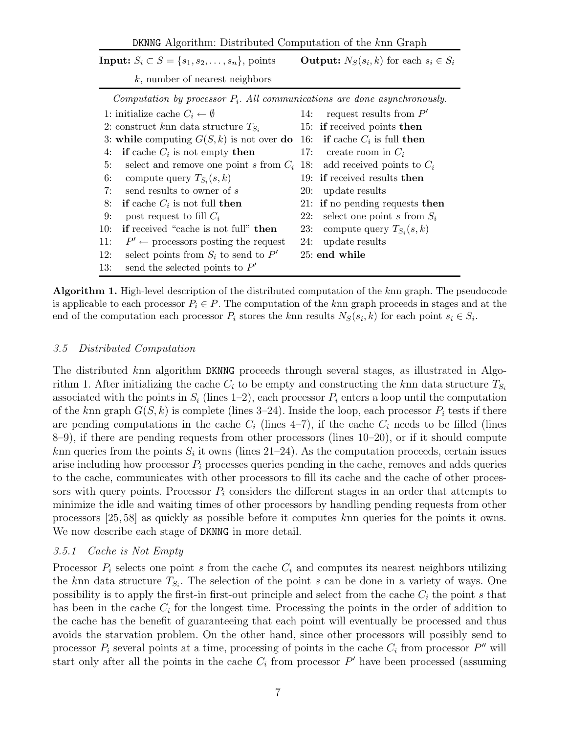DKNNG Algorithm: Distributed Computation of the $k$nn Graph

**Input:** $S_i \subset S = \{s_1, s_2, \ldots, s_n\}$, points
$k$, number of nearest neighbors

**Output:** $N_S(s_i, k)$ for each $s_i \in S_i$

*Computation by processor $P_i$. All communications are done asynchronously.*

```
1: initialize cache C_i ← ∅
2: construct knn data structure T_{S_i}
3: while computing G(S,k) is not over do
4:   if cache C_i is not empty then
5:     select and remove one point s from C_i
6:     compute query T_{S_i}(s,k)
7:     send results to owner of s
8:   if cache C_i is not full then
9:     post request to fill C_i
10:  if received "cache is not full" then
11:    P' ← processors posting the request
12:    select points from S_i to send to P'
13:    send the selected points to P'
14:    request results from P'
15:  if received points then
16:    if cache C_i is full then
17:      create room in C_i
18:    add received points to C_i
19:  if received results then
20:    update results
21:  if no pending requests then
22:    select one point s from S_i
23:    compute query T_{S_i}(s,k)
24:    update results
25: end while
```

**Algorithm 1.** High-level description of the distributed computation of the $k$nn graph. The pseudocode is applicable to each processor $P_i \in P$. The computation of the $k$nn graph proceeds in stages and at the end of the computation each processor $P_i$ stores the $k$nn results $N_S(s_i, k)$ for each point $s_i \in S_i$.

### *3.5 Distributed Computation*

The distributed $k$nn algorithm DKNNG proceeds through several stages, as illustrated in Algorithm 1. After initializing the cache $C_i$ to be empty and constructing the $k$nn data structure $T_{S_i}$ associated with the points in $S_i$ (lines 1–2), each processor $P_i$ enters a loop until the computation of the $k$nn graph $G(S, k)$ is complete (lines 3–24). Inside the loop, each processor $P_i$ tests if there are pending computations in the cache $C_i$ (lines 4–7), if the cache $C_i$ needs to be filled (lines 8–9), if there are pending requests from other processors (lines 10–20), or if it should compute $k$nn queries from the points $S_i$ it owns (lines 21–24). As the computation proceeds, certain issues arise including how processor $P_i$ processes queries pending in the cache, removes and adds queries to the cache, communicates with other processors to fill its cache and the cache of other processors with query points. Processor $P_i$ considers the different stages in an order that attempts to minimize the idle and waiting times of other processors by handling pending requests from other processors [25, 58] as quickly as possible before it computes $k$nn queries for the points it owns. We now describe each stage of DKNNG in more detail.

#### *3.5.1 Cache is Not Empty*

Processor $P_i$ selects one point $s$ from the cache $C_i$ and computes its nearest neighbors utilizing the $k$nn data structure $T_{S_i}$. The selection of the point $s$ can be done in a variety of ways. One possibility is to apply the first-in first-out principle and select from the cache $C_i$ the point $s$ that has been in the cache $C_i$ for the longest time. Processing the points in the order of addition to the cache has the benefit of guaranteeing that each point will eventually be processed and thus avoids the starvation problem. On the other hand, since other processors will possibly send to processor $P_i$ several points at a time, processing of points in the cache $C_i$ from processor $P''$ will start only after all the points in the cache $C_i$ from processor $P'$ have been processed (assuming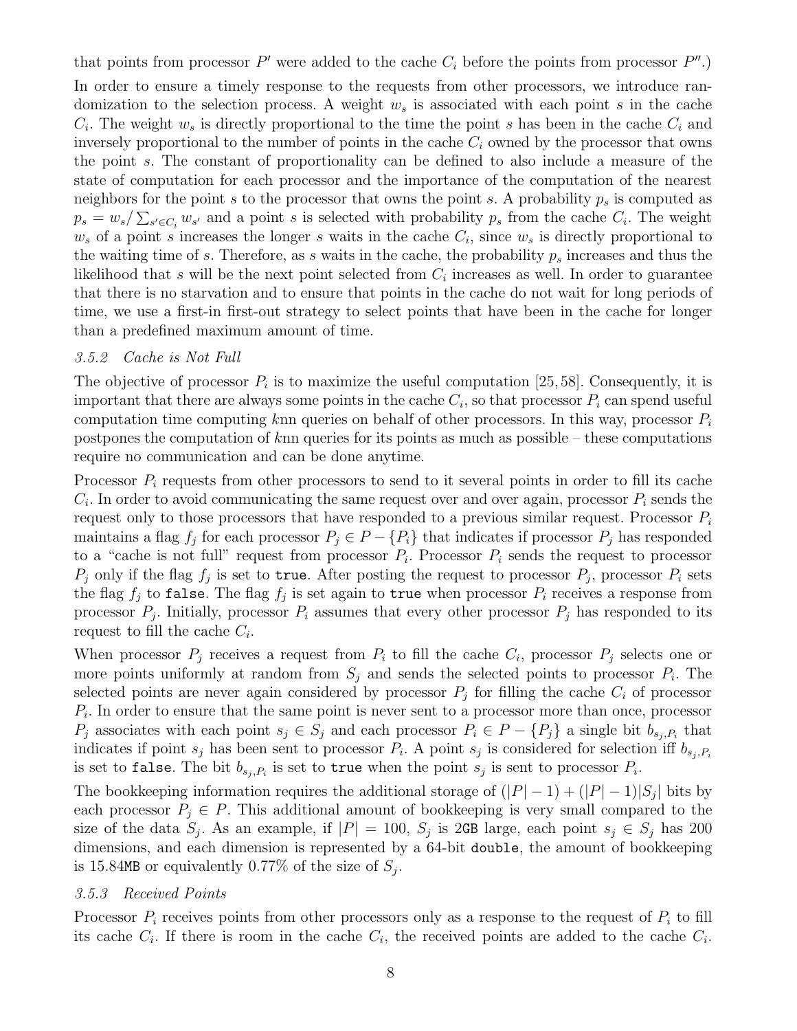that points from processor $P'$ were added to the cache $C_i$ before the points from processor $P''$.)

In order to ensure a timely response to the requests from other processors, we introduce randomization to the selection process. A weight $w_s$ is associated with each point $s$ in the cache $C_i$. The weight $w_s$ is directly proportional to the time the point $s$ has been in the cache $C_i$ and inversely proportional to the number of points in the cache $C_i$ owned by the processor that owns the point $s$. The constant of proportionality can be defined to also include a measure of the state of computation for each processor and the importance of the computation of the nearest neighbors for the point $s$ to the processor that owns the point $s$. A probability $p_s$ is computed as $p_s = w_s / \sum_{s' \in C_i} w_{s'}$ and a point $s$ is selected with probability $p_s$ from the cache $C_i$. The weight $w_s$ of a point $s$ increases the longer $s$ waits in the cache $C_i$, since $w_s$ is directly proportional to the waiting time of $s$. Therefore, as $s$ waits in the cache, the probability $p_s$ increases and thus the likelihood that $s$ will be the next point selected from $C_i$ increases as well. In order to guarantee that there is no starvation and to ensure that points in the cache do not wait for long periods of time, we use a first-in first-out strategy to select points that have been in the cache for longer than a predefined maximum amount of time.

### *3.5.2 Cache is Not Full*

The objective of processor $P_i$ is to maximize the useful computation [25, 58]. Consequently, it is important that there are always some points in the cache $C_i$, so that processor $P_i$ can spend useful computation time computing $k$nn queries on behalf of other processors. In this way, processor $P_i$ postpones the computation of $k$nn queries for its points as much as possible – these computations require no communication and can be done anytime.

Processor $P_i$ requests from other processors to send to it several points in order to fill its cache $C_i$. In order to avoid communicating the same request over and over again, processor $P_i$ sends the request only to those processors that have responded to a previous similar request. Processor $P_i$ maintains a flag $f_j$ for each processor $P_j \in P - \{P_i\}$ that indicates if processor $P_j$ has responded to a "cache is not full" request from processor $P_i$. Processor $P_i$ sends the request to processor $P_j$ only if the flag $f_j$ is set to `true`. After posting the request to processor $P_j$, processor $P_i$ sets the flag $f_j$ to `false`. The flag $f_j$ is set again to `true` when processor $P_i$ receives a response from processor $P_j$. Initially, processor $P_i$ assumes that every other processor $P_j$ has responded to its request to fill the cache $C_i$.

When processor $P_j$ receives a request from $P_i$ to fill the cache $C_i$, processor $P_j$ selects one or more points uniformly at random from $S_j$ and sends the selected points to processor $P_i$. The selected points are never again considered by processor $P_j$ for filling the cache $C_i$ of processor $P_i$. In order to ensure that the same point is never sent to a processor more than once, processor $P_j$ associates with each point $s_j \in S_j$ and each processor $P_i \in P - \{P_j\}$ a single bit $b_{s_j, P_i}$ that indicates if point $s_j$ has been sent to processor $P_i$. A point $s_j$ is considered for selection iff $b_{s_j, P_i}$ is set to `false`. The bit $b_{s_j, P_i}$ is set to `true` when the point $s_j$ is sent to processor $P_i$.

The bookkeeping information requires the additional storage of $(|P| - 1) + (|P| - 1)|S_j|$ bits by each processor $P_j \in P$. This additional amount of bookkeeping is very small compared to the size of the data $S_j$. As an example, if $|P| = 100$, $S_j$ is 2GB large, each point $s_j \in S_j$ has 200 dimensions, and each dimension is represented by a 64-bit `double`, the amount of bookkeeping is 15.84MB or equivalently 0.77% of the size of $S_j$.

### *3.5.3 Received Points*

Processor $P_i$ receives points from other processors only as a response to the request of $P_i$ to fill its cache $C_i$. If there is room in the cache $C_i$, the received points are added to the cache $C_i$.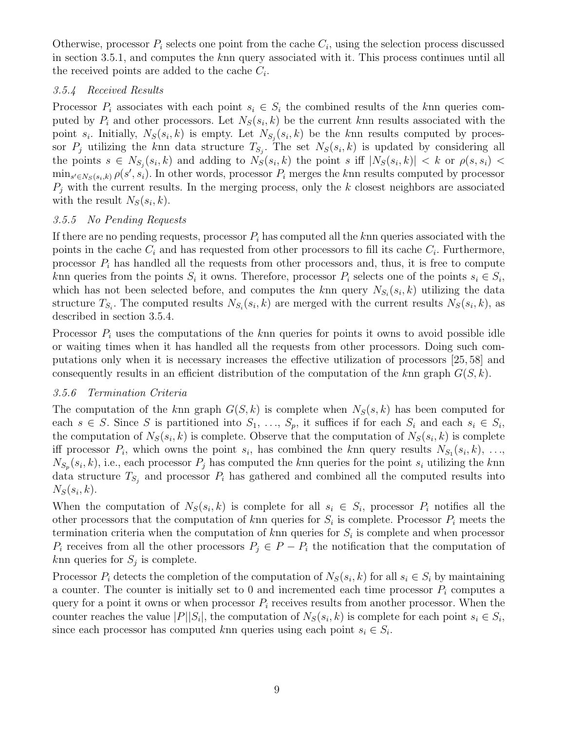Otherwise, processor $P_i$ selects one point from the cache $C_i$, using the selection process discussed in section 3.5.1, and computes the $k$nn query associated with it. This process continues until all the received points are added to the cache $C_i$.

### *3.5.4 Received Results*

Processor $P_i$ associates with each point $s_i \in S_i$ the combined results of the $k$nn queries computed by $P_i$ and other processors. Let $N_S(s_i, k)$ be the current $k$nn results associated with the point $s_i$. Initially, $N_S(s_i, k)$ is empty. Let $N_{S_j}(s_i, k)$ be the $k$nn results computed by processor $P_j$ utilizing the $k$nn data structure $T_{S_j}$. The set $N_S(s_i, k)$ is updated by considering all the points $s \in N_{S_j}(s_i, k)$ and adding to $N_S(s_i, k)$ the point $s$ iff $|N_S(s_i, k)| < k$ or $\rho(s, s_i) < \min_{s' \in N_S(s_i,k)} \rho(s', s_i)$. In other words, processor $P_i$ merges the $k$nn results computed by processor $P_j$ with the current results. In the merging process, only the $k$ closest neighbors are associated with the result $N_S(s_i, k)$.

### *3.5.5 No Pending Requests*

If there are no pending requests, processor $P_i$ has computed all the $k$nn queries associated with the points in the cache $C_i$ and has requested from other processors to fill its cache $C_i$. Furthermore, processor $P_i$ has handled all the requests from other processors and, thus, it is free to compute $k$nn queries from the points $S_i$ it owns. Therefore, processor $P_i$ selects one of the points $s_i \in S_i$, which has not been selected before, and computes the $k$nn query $N_{S_i}(s_i, k)$ utilizing the data structure $T_{S_i}$. The computed results $N_{S_i}(s_i, k)$ are merged with the current results $N_S(s_i, k)$, as described in section 3.5.4.

Processor $P_i$ uses the computations of the $k$nn queries for points it owns to avoid possible idle or waiting times when it has handled all the requests from other processors. Doing such computations only when it is necessary increases the effective utilization of processors [25, 58] and consequently results in an efficient distribution of the computation of the $k$nn graph $G(S, k)$.

### *3.5.6 Termination Criteria*

The computation of the $k$nn graph $G(S, k)$ is complete when $N_S(s, k)$ has been computed for each $s \in S$. Since $S$ is partitioned into $S_1, \ldots, S_p$, it suffices if for each $S_i$ and each $s_i \in S_i$, the computation of $N_S(s_i, k)$ is complete. Observe that the computation of $N_S(s_i, k)$ is complete iff processor $P_i$, which owns the point $s_i$, has combined the $k$nn query results $N_{S_1}(s_i, k), \ldots, N_{S_p}(s_i, k)$, i.e., each processor $P_j$ has computed the $k$nn queries for the point $s_i$ utilizing the $k$nn data structure $T_{S_j}$ and processor $P_i$ has gathered and combined all the computed results into $N_S(s_i, k)$.

When the computation of $N_S(s_i, k)$ is complete for all $s_i \in S_i$, processor $P_i$ notifies all the other processors that the computation of $k$nn queries for $S_i$ is complete. Processor $P_i$ meets the termination criteria when the computation of $k$nn queries for $S_i$ is complete and when processor $P_i$ receives from all the other processors $P_j \in P - P_i$ the notification that the computation of $k$nn queries for $S_j$ is complete.

Processor $P_i$ detects the completion of the computation of $N_S(s_i, k)$ for all $s_i \in S_i$ by maintaining a counter. The counter is initially set to 0 and incremented each time processor $P_i$ computes a query for a point it owns or when processor $P_i$ receives results from another processor. When the counter reaches the value $|P||S_i|$, the computation of $N_S(s_i, k)$ is complete for each point $s_i \in S_i$, since each processor has computed $k$nn queries using each point $s_i \in S_i$.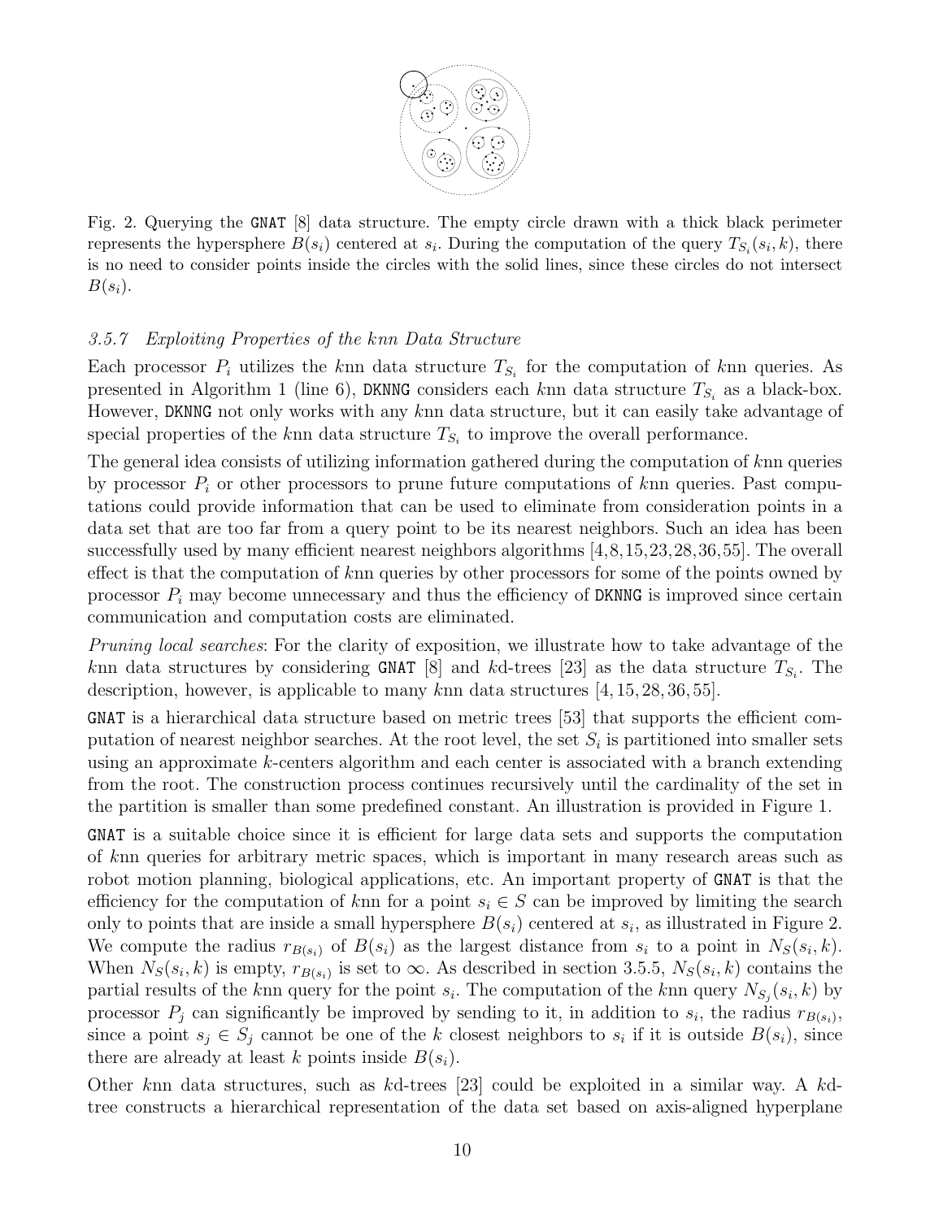Fig. 2. Querying the GNAT [8] data structure. The empty circle drawn with a thick black perimeter represents the hypersphere $B(s_i)$ centered at $s_i$. During the computation of the query $T_{S_i}(s_i, k)$, there is no need to consider points inside the circles with the solid lines, since these circles do not intersect $B(s_i)$.

### *3.5.7 Exploiting Properties of the knn Data Structure*

Each processor $P_i$ utilizes the $k$nn data structure $T_{S_i}$ for the computation of $k$nn queries. As presented in Algorithm 1 (line 6), DKNNG considers each $k$nn data structure $T_{S_i}$ as a black-box. However, DKNNG not only works with any $k$nn data structure, but it can easily take advantage of special properties of the $k$nn data structure $T_{S_i}$ to improve the overall performance.

The general idea consists of utilizing information gathered during the computation of $k$nn queries by processor $P_i$ or other processors to prune future computations of $k$nn queries. Past computations could provide information that can be used to eliminate from consideration points in a data set that are too far from a query point to be its nearest neighbors. Such an idea has been successfully used by many efficient nearest neighbors algorithms [4,8,15,23,28,36,55]. The overall effect is that the computation of $k$nn queries by other processors for some of the points owned by processor $P_i$ may become unnecessary and thus the efficiency of DKNNG is improved since certain communication and computation costs are eliminated.

*Pruning local searches*: For the clarity of exposition, we illustrate how to take advantage of the $k$nn data structures by considering GNAT [8] and $k$d-trees [23] as the data structure $T_{S_i}$. The description, however, is applicable to many $k$nn data structures [4, 15, 28, 36, 55].

GNAT is a hierarchical data structure based on metric trees [53] that supports the efficient computation of nearest neighbor searches. At the root level, the set $S_i$ is partitioned into smaller sets using an approximate $k$-centers algorithm and each center is associated with a branch extending from the root. The construction process continues recursively until the cardinality of the set in the partition is smaller than some predefined constant. An illustration is provided in Figure 1.

GNAT is a suitable choice since it is efficient for large data sets and supports the computation of $k$nn queries for arbitrary metric spaces, which is important in many research areas such as robot motion planning, biological applications, etc. An important property of GNAT is that the efficiency for the computation of $k$nn for a point $s_i \in S$ can be improved by limiting the search only to points that are inside a small hypersphere $B(s_i)$ centered at $s_i$, as illustrated in Figure 2. We compute the radius $r_{B(s_i)}$ of $B(s_i)$ as the largest distance from $s_i$ to a point in $N_S(s_i, k)$. When $N_S(s_i, k)$ is empty, $r_{B(s_i)}$ is set to $\infty$. As described in section 3.5.5, $N_S(s_i, k)$ contains the partial results of the $k$nn query for the point $s_i$. The computation of the $k$nn query $N_{S_j}(s_i, k)$ by processor $P_j$ can significantly be improved by sending to it, in addition to $s_i$, the radius $r_{B(s_i)}$, since a point $s_j \in S_j$ cannot be one of the $k$ closest neighbors to $s_i$ if it is outside $B(s_i)$, since there are already at least $k$ points inside $B(s_i)$.

Other $k$nn data structures, such as $k$d-trees [23] could be exploited in a similar way. A $k$d-tree constructs a hierarchical representation of the data set based on axis-aligned hyperplane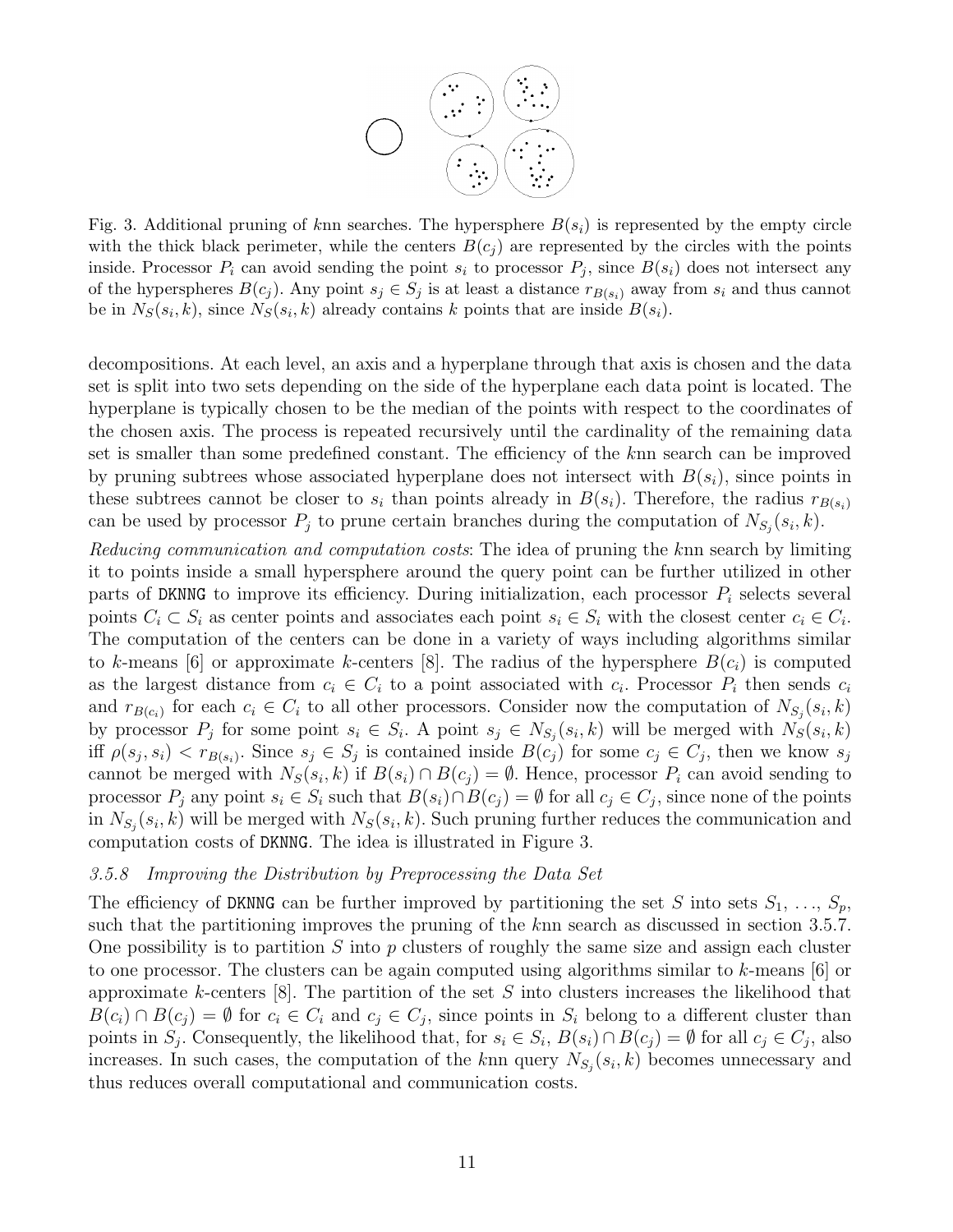Fig. 3. Additional pruning of $k$nn searches. The hypersphere $B(s_i)$ is represented by the empty circle with the thick black perimeter, while the centers $B(c_j)$ are represented by the circles with the points inside. Processor $P_i$ can avoid sending the point $s_i$ to processor $P_j$, since $B(s_i)$ does not intersect any of the hyperspheres $B(c_j)$. Any point $s_j \in S_j$ is at least a distance $r_{B(s_i)}$ away from $s_i$ and thus cannot be in $N_S(s_i, k)$, since $N_S(s_i, k)$ already contains $k$ points that are inside $B(s_i)$.

decompositions. At each level, an axis and a hyperplane through that axis is chosen and the data set is split into two sets depending on the side of the hyperplane each data point is located. The hyperplane is typically chosen to be the median of the points with respect to the coordinates of the chosen axis. The process is repeated recursively until the cardinality of the remaining data set is smaller than some predefined constant. The efficiency of the $k$nn search can be improved by pruning subtrees whose associated hyperplane does not intersect with $B(s_i)$, since points in these subtrees cannot be closer to $s_i$ than points already in $B(s_i)$. Therefore, the radius $r_{B(s_i)}$ can be used by processor $P_j$ to prune certain branches during the computation of $N_{S_j}(s_i, k)$.

*Reducing communication and computation costs*: The idea of pruning the $k$nn search by limiting it to points inside a small hypersphere around the query point can be further utilized in other parts of `DKNNG` to improve its efficiency. During initialization, each processor $P_i$ selects several points $C_i \subset S_i$ as center points and associates each point $s_i \in S_i$ with the closest center $c_i \in C_i$. The computation of the centers can be done in a variety of ways including algorithms similar to $k$-means [6] or approximate $k$-centers [8]. The radius of the hypersphere $B(c_i)$ is computed as the largest distance from $c_i \in C_i$ to a point associated with $c_i$. Processor $P_i$ then sends $c_i$ and $r_{B(c_i)}$ for each $c_i \in C_i$ to all other processors. Consider now the computation of $N_{S_j}(s_i, k)$ by processor $P_j$ for some point $s_i \in S_i$. A point $s_j \in N_{S_j}(s_i, k)$ will be merged with $N_S(s_i, k)$ iff $\rho(s_j, s_i) < r_{B(s_i)}$. Since $s_j \in S_j$ is contained inside $B(c_j)$ for some $c_j \in C_j$, then we know $s_j$ cannot be merged with $N_S(s_i, k)$ if $B(s_i) \cap B(c_j) = \emptyset$. Hence, processor $P_i$ can avoid sending to processor $P_j$ any point $s_i \in S_i$ such that $B(s_i) \cap B(c_j) = \emptyset$ for all $c_j \in C_j$, since none of the points in $N_{S_j}(s_i, k)$ will be merged with $N_S(s_i, k)$. Such pruning further reduces the communication and computation costs of `DKNNG`. The idea is illustrated in Figure 3.

#### 3.5.8 *Improving the Distribution by Preprocessing the Data Set*

The efficiency of `DKNNG` can be further improved by partitioning the set $S$ into sets $S_1, \ldots, S_p$, such that the partitioning improves the pruning of the $k$nn search as discussed in section 3.5.7. One possibility is to partition $S$ into $p$ clusters of roughly the same size and assign each cluster to one processor. The clusters can be again computed using algorithms similar to $k$-means [6] or approximate $k$-centers [8]. The partition of the set $S$ into clusters increases the likelihood that $B(c_i) \cap B(c_j) = \emptyset$ for $c_i \in C_i$ and $c_j \in C_j$, since points in $S_i$ belong to a different cluster than points in $S_j$. Consequently, the likelihood that, for $s_i \in S_i$, $B(s_i) \cap B(c_j) = \emptyset$ for all $c_j \in C_j$, also increases. In such cases, the computation of the $k$nn query $N_{S_j}(s_i, k)$ becomes unnecessary and thus reduces overall computational and communication costs.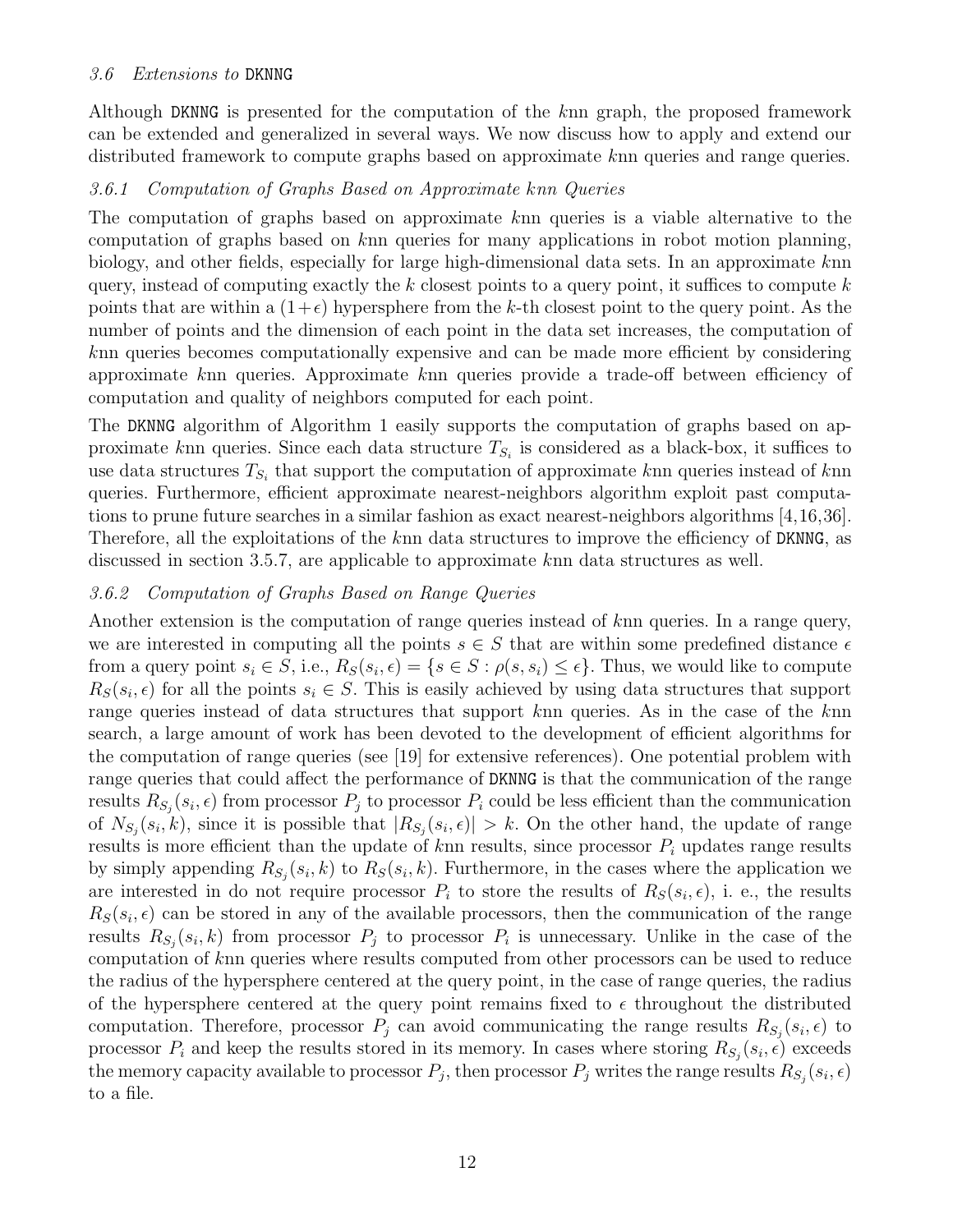### 3.6 Extensions to DKNNG

Although DKNNG is presented for the computation of the $k$nn graph, the proposed framework can be extended and generalized in several ways. We now discuss how to apply and extend our distributed framework to compute graphs based on approximate $k$nn queries and range queries.

#### 3.6.1 Computation of Graphs Based on Approximate $k$nn Queries

The computation of graphs based on approximate $k$nn queries is a viable alternative to the computation of graphs based on $k$nn queries for many applications in robot motion planning, biology, and other fields, especially for large high-dimensional data sets. In an approximate $k$nn query, instead of computing exactly the $k$ closest points to a query point, it suffices to compute $k$ points that are within a $(1+\epsilon)$ hypersphere from the $k$-th closest point to the query point. As the number of points and the dimension of each point in the data set increases, the computation of $k$nn queries becomes computationally expensive and can be made more efficient by considering approximate $k$nn queries. Approximate $k$nn queries provide a trade-off between efficiency of computation and quality of neighbors computed for each point.

The DKNNG algorithm of Algorithm 1 easily supports the computation of graphs based on approximate $k$nn queries. Since each data structure $T_{S_i}$ is considered as a black-box, it suffices to use data structures $T_{S_i}$ that support the computation of approximate $k$nn queries instead of $k$nn queries. Furthermore, efficient approximate nearest-neighbors algorithm exploit past computations to prune future searches in a similar fashion as exact nearest-neighbors algorithms [4,16,36]. Therefore, all the exploitations of the $k$nn data structures to improve the efficiency of DKNNG, as discussed in section 3.5.7, are applicable to approximate $k$nn data structures as well.

#### 3.6.2 Computation of Graphs Based on Range Queries

Another extension is the computation of range queries instead of $k$nn queries. In a range query, we are interested in computing all the points $s \in S$ that are within some predefined distance $\epsilon$ from a query point $s_i \in S$, i.e., $R_S(s_i, \epsilon) = \{s \in S : \rho(s, s_i) \leq \epsilon\}$. Thus, we would like to compute $R_S(s_i, \epsilon)$ for all the points $s_i \in S$. This is easily achieved by using data structures that support range queries instead of data structures that support $k$nn queries. As in the case of the $k$nn search, a large amount of work has been devoted to the development of efficient algorithms for the computation of range queries (see [19] for extensive references). One potential problem with range queries that could affect the performance of DKNNG is that the communication of the range results $R_{S_j}(s_i, \epsilon)$ from processor $P_j$ to processor $P_i$ could be less efficient than the communication of $N_{S_j}(s_i, k)$, since it is possible that $|R_{S_j}(s_i, \epsilon)| > k$. On the other hand, the update of range results is more efficient than the update of $k$nn results, since processor $P_i$ updates range results by simply appending $R_{S_j}(s_i, k)$ to $R_S(s_i, k)$. Furthermore, in the cases where the application we are interested in do not require processor $P_i$ to store the results of $R_S(s_i, \epsilon)$, i. e., the results $R_S(s_i, \epsilon)$ can be stored in any of the available processors, then the communication of the range results $R_{S_j}(s_i, k)$ from processor $P_j$ to processor $P_i$ is unnecessary. Unlike in the case of the computation of $k$nn queries where results computed from other processors can be used to reduce the radius of the hypersphere centered at the query point, in the case of range queries, the radius of the hypersphere centered at the query point remains fixed to $\epsilon$ throughout the distributed computation. Therefore, processor $P_j$ can avoid communicating the range results $R_{S_j}(s_i, \epsilon)$ to processor $P_i$ and keep the results stored in its memory. In cases where storing $R_{S_j}(s_i, \epsilon)$ exceeds the memory capacity available to processor $P_j$, then processor $P_j$ writes the range results $R_{S_j}(s_i, \epsilon)$ to a file.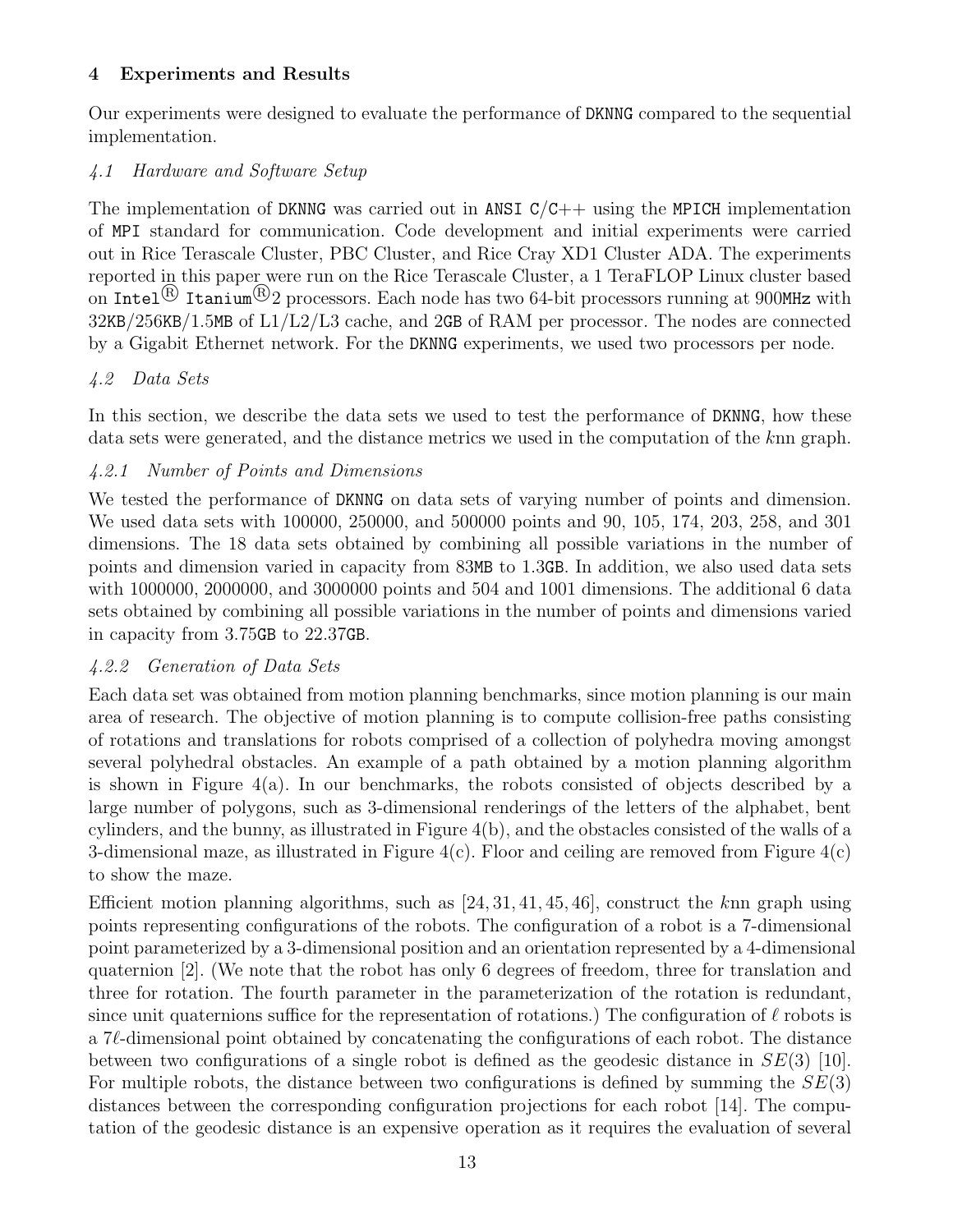## 4 Experiments and Results

Our experiments were designed to evaluate the performance of DKNNG compared to the sequential implementation.

### *4.1 Hardware and Software Setup*

The implementation of DKNNG was carried out in ANSI C/C++ using the MPICH implementation of MPI standard for communication. Code development and initial experiments were carried out in Rice Terascale Cluster, PBC Cluster, and Rice Cray XD1 Cluster ADA. The experiments reported in this paper were run on the Rice Terascale Cluster, a 1 TeraFLOP Linux cluster based on Intel® Itanium®2 processors. Each node has two 64-bit processors running at 900MHz with 32KB/256KB/1.5MB of L1/L2/L3 cache, and 2GB of RAM per processor. The nodes are connected by a Gigabit Ethernet network. For the DKNNG experiments, we used two processors per node.

### *4.2 Data Sets*

In this section, we describe the data sets we used to test the performance of DKNNG, how these data sets were generated, and the distance metrics we used in the computation of the *k*nn graph.

#### *4.2.1 Number of Points and Dimensions*

We tested the performance of DKNNG on data sets of varying number of points and dimension. We used data sets with 100000, 250000, and 500000 points and 90, 105, 174, 203, 258, and 301 dimensions. The 18 data sets obtained by combining all possible variations in the number of points and dimension varied in capacity from 83MB to 1.3GB. In addition, we also used data sets with 1000000, 2000000, and 3000000 points and 504 and 1001 dimensions. The additional 6 data sets obtained by combining all possible variations in the number of points and dimensions varied in capacity from 3.75GB to 22.37GB.

#### *4.2.2 Generation of Data Sets*

Each data set was obtained from motion planning benchmarks, since motion planning is our main area of research. The objective of motion planning is to compute collision-free paths consisting of rotations and translations for robots comprised of a collection of polyhedra moving amongst several polyhedral obstacles. An example of a path obtained by a motion planning algorithm is shown in Figure 4(a). In our benchmarks, the robots consisted of objects described by a large number of polygons, such as 3-dimensional renderings of the letters of the alphabet, bent cylinders, and the bunny, as illustrated in Figure 4(b), and the obstacles consisted of the walls of a 3-dimensional maze, as illustrated in Figure 4(c). Floor and ceiling are removed from Figure 4(c) to show the maze.

Efficient motion planning algorithms, such as [24, 31, 41, 45, 46], construct the *k*nn graph using points representing configurations of the robots. The configuration of a robot is a 7-dimensional point parameterized by a 3-dimensional position and an orientation represented by a 4-dimensional quaternion [2]. (We note that the robot has only 6 degrees of freedom, three for translation and three for rotation. The fourth parameter in the parameterization of the rotation is redundant, since unit quaternions suffice for the representation of rotations.) The configuration of $\ell$ robots is a $7\ell$-dimensional point obtained by concatenating the configurations of each robot. The distance between two configurations of a single robot is defined as the geodesic distance in $SE(3)$ [10]. For multiple robots, the distance between two configurations is defined by summing the $SE(3)$ distances between the corresponding configuration projections for each robot [14]. The computation of the geodesic distance is an expensive operation as it requires the evaluation of several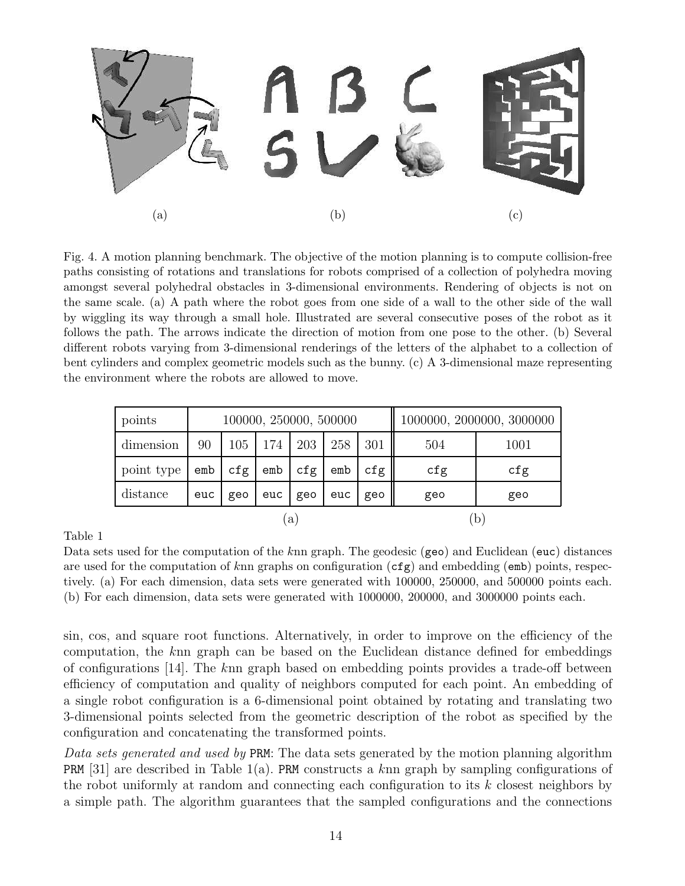Fig. 4. A motion planning benchmark. The objective of the motion planning is to compute collision-free paths consisting of rotations and translations for robots comprised of a collection of polyhedra moving amongst several polyhedral obstacles in 3-dimensional environments. Rendering of objects is not on the same scale. (a) A path where the robot goes from one side of a wall to the other side of the wall by wiggling its way through a small hole. Illustrated are several consecutive poses of the robot as it follows the path. The arrows indicate the direction of motion from one pose to the other. (b) Several different robots varying from 3-dimensional renderings of the letters of the alphabet to a collection of bent cylinders and complex geometric models such as the bunny. (c) A 3-dimensional maze representing the environment where the robots are allowed to move.

| points | 100000, 250000, 500000 | | | | | | 1000000, 2000000, 3000000 | |
|---|---|---|---|---|---|---|---|---|
| dimension | 90 | 105 | 174 | 203 | 258 | 301 | 504 | 1001 |
| point type | `emb` | `cfg` | `emb` | `cfg` | `emb` | `cfg` | `cfg` | `cfg` |
| distance | `euc` | `geo` | `euc` | `geo` | `euc` | `geo` | `geo` | `geo` |
| | (a) | | | | | | (b) | |

Table 1

Data sets used for the computation of the $k$nn graph. The geodesic (`geo`) and Euclidean (`euc`) distances are used for the computation of $k$nn graphs on configuration (`cfg`) and embedding (`emb`) points, respectively. (a) For each dimension, data sets were generated with 100000, 250000, and 500000 points each. (b) For each dimension, data sets were generated with 1000000, 200000, and 3000000 points each.

sin, cos, and square root functions. Alternatively, in order to improve on the efficiency of the computation, the $k$nn graph can be based on the Euclidean distance defined for embeddings of configurations [14]. The $k$nn graph based on embedding points provides a trade-off between efficiency of computation and quality of neighbors computed for each point. An embedding of a single robot configuration is a 6-dimensional point obtained by rotating and translating two 3-dimensional points selected from the geometric description of the robot as specified by the configuration and concatenating the transformed points.

*Data sets generated and used by* `PRM`: The data sets generated by the motion planning algorithm `PRM` [31] are described in Table 1(a). `PRM` constructs a $k$nn graph by sampling configurations of the robot uniformly at random and connecting each configuration to its $k$ closest neighbors by a simple path. The algorithm guarantees that the sampled configurations and the connections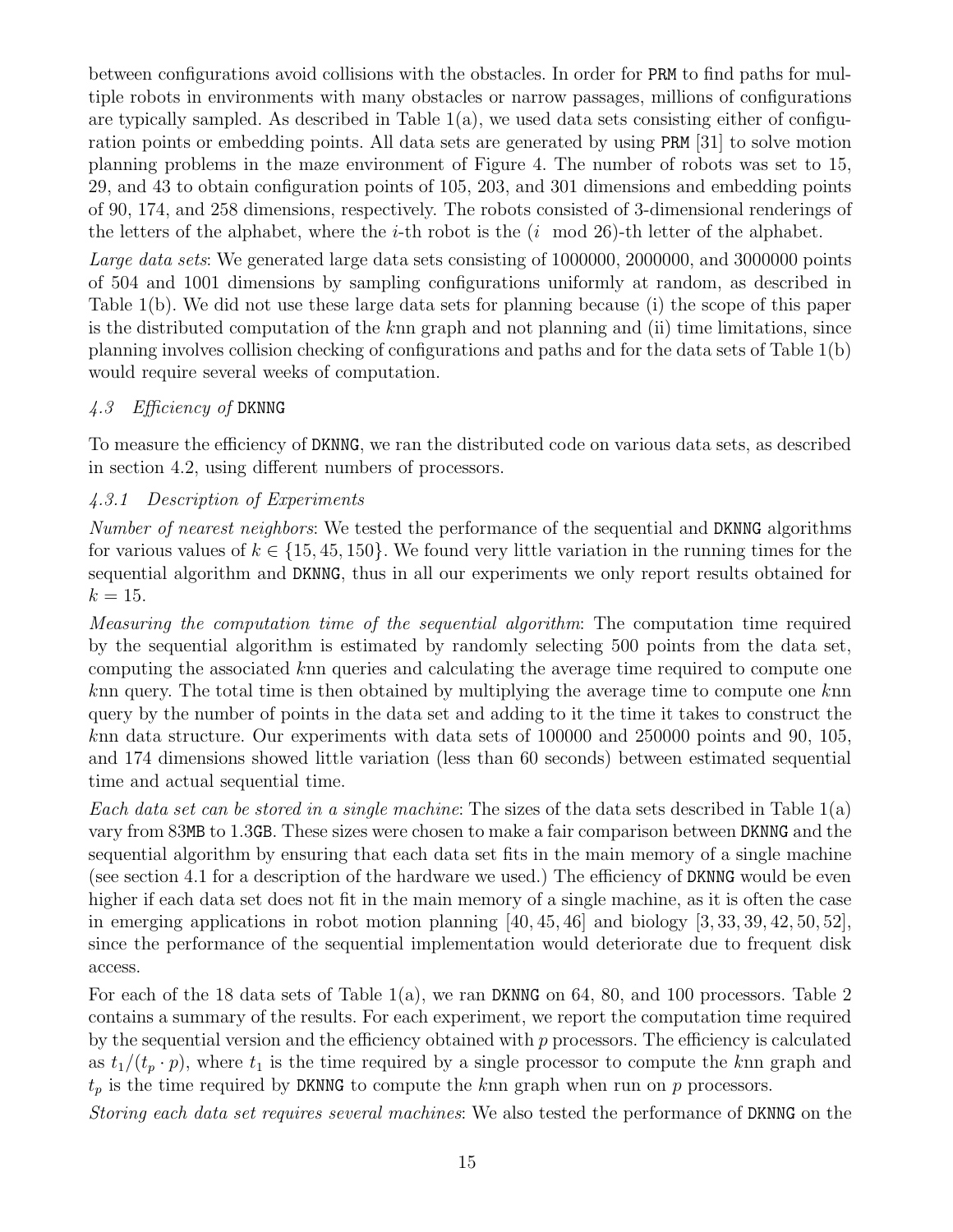between configurations avoid collisions with the obstacles. In order for PRM to find paths for multiple robots in environments with many obstacles or narrow passages, millions of configurations are typically sampled. As described in Table 1(a), we used data sets consisting either of configuration points or embedding points. All data sets are generated by using PRM [31] to solve motion planning problems in the maze environment of Figure 4. The number of robots was set to 15, 29, and 43 to obtain configuration points of 105, 203, and 301 dimensions and embedding points of 90, 174, and 258 dimensions, respectively. The robots consisted of 3-dimensional renderings of the letters of the alphabet, where the $i$-th robot is the ($i \mod 26$)-th letter of the alphabet.

*Large data sets*: We generated large data sets consisting of 1000000, 2000000, and 3000000 points of 504 and 1001 dimensions by sampling configurations uniformly at random, as described in Table 1(b). We did not use these large data sets for planning because (i) the scope of this paper is the distributed computation of the $k$nn graph and not planning and (ii) time limitations, since planning involves collision checking of configurations and paths and for the data sets of Table 1(b) would require several weeks of computation.

### *4.3 Efficiency of* DKNNG

To measure the efficiency of DKNNG, we ran the distributed code on various data sets, as described in section 4.2, using different numbers of processors.

#### *4.3.1 Description of Experiments*

*Number of nearest neighbors*: We tested the performance of the sequential and DKNNG algorithms for various values of $k \in \{15, 45, 150\}$. We found very little variation in the running times for the sequential algorithm and DKNNG, thus in all our experiments we only report results obtained for $k = 15$.

*Measuring the computation time of the sequential algorithm*: The computation time required by the sequential algorithm is estimated by randomly selecting 500 points from the data set, computing the associated $k$nn queries and calculating the average time required to compute one $k$nn query. The total time is then obtained by multiplying the average time to compute one $k$nn query by the number of points in the data set and adding to it the time it takes to construct the $k$nn data structure. Our experiments with data sets of 100000 and 250000 points and 90, 105, and 174 dimensions showed little variation (less than 60 seconds) between estimated sequential time and actual sequential time.

*Each data set can be stored in a single machine*: The sizes of the data sets described in Table 1(a) vary from 83MB to 1.3GB. These sizes were chosen to make a fair comparison between DKNNG and the sequential algorithm by ensuring that each data set fits in the main memory of a single machine (see section 4.1 for a description of the hardware we used.) The efficiency of DKNNG would be even higher if each data set does not fit in the main memory of a single machine, as it is often the case in emerging applications in robot motion planning [40, 45, 46] and biology [3, 33, 39, 42, 50, 52], since the performance of the sequential implementation would deteriorate due to frequent disk access.

For each of the 18 data sets of Table 1(a), we ran DKNNG on 64, 80, and 100 processors. Table 2 contains a summary of the results. For each experiment, we report the computation time required by the sequential version and the efficiency obtained with $p$ processors. The efficiency is calculated as $t_1/(t_p \cdot p)$, where $t_1$ is the time required by a single processor to compute the $k$nn graph and $t_p$ is the time required by DKNNG to compute the $k$nn graph when run on $p$ processors.

*Storing each data set requires several machines*: We also tested the performance of DKNNG on the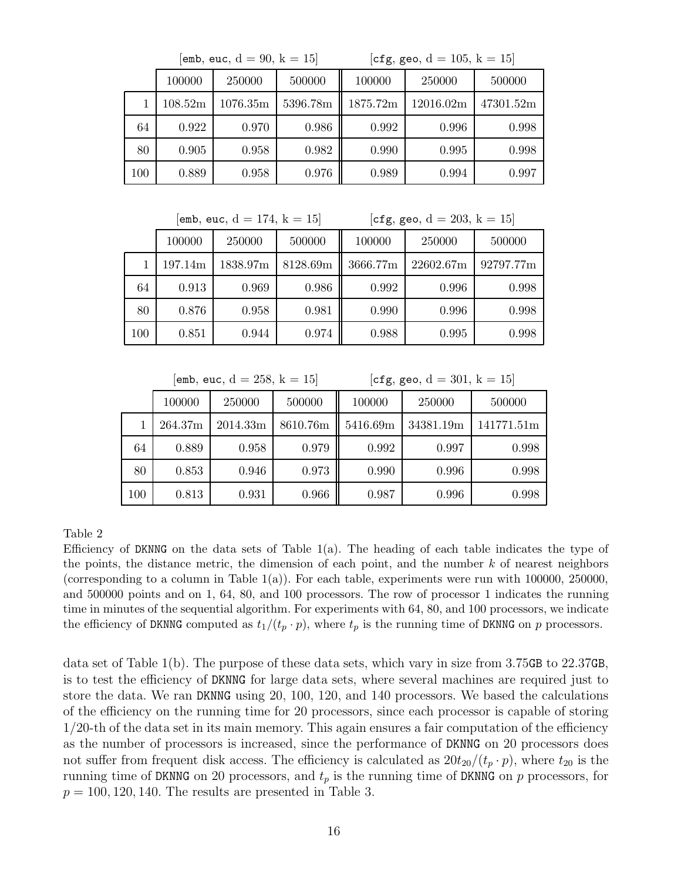| | [emb, euc, d = 90, k = 15] | | | [cfg, geo, d = 105, k = 15] | | |
|---|---|---|---|---|---|---|
| | 100000 | 250000 | 500000 | 100000 | 250000 | 500000 |
| 1 | 108.52m | 1076.35m | 5396.78m | 1875.72m | 12016.02m | 47301.52m |
| 64 | 0.922 | 0.970 | 0.986 | 0.992 | 0.996 | 0.998 |
| 80 | 0.905 | 0.958 | 0.982 | 0.990 | 0.995 | 0.998 |
| 100 | 0.889 | 0.958 | 0.976 | 0.989 | 0.994 | 0.997 |

| | [emb, euc, d = 174, k = 15] | | | [cfg, geo, d = 203, k = 15] | | |
|---|---|---|---|---|---|---|
| | 100000 | 250000 | 500000 | 100000 | 250000 | 500000 |
| 1 | 197.14m | 1838.97m | 8128.69m | 3666.77m | 22602.67m | 92797.77m |
| 64 | 0.913 | 0.969 | 0.986 | 0.992 | 0.996 | 0.998 |
| 80 | 0.876 | 0.958 | 0.981 | 0.990 | 0.996 | 0.998 |
| 100 | 0.851 | 0.944 | 0.974 | 0.988 | 0.995 | 0.998 |

| | [emb, euc, d = 258, k = 15] | | | [cfg, geo, d = 301, k = 15] | | |
|---|---|---|---|---|---|---|
| | 100000 | 250000 | 500000 | 100000 | 250000 | 500000 |
| 1 | 264.37m | 2014.33m | 8610.76m | 5416.69m | 34381.19m | 141771.51m |
| 64 | 0.889 | 0.958 | 0.979 | 0.992 | 0.997 | 0.998 |
| 80 | 0.853 | 0.946 | 0.973 | 0.990 | 0.996 | 0.998 |
| 100 | 0.813 | 0.931 | 0.966 | 0.987 | 0.996 | 0.998 |

Table 2
Efficiency of DKNNG on the data sets of Table 1(a). The heading of each table indicates the type of the points, the distance metric, the dimension of each point, and the number $k$ of nearest neighbors (corresponding to a column in Table 1(a)). For each table, experiments were run with 100000, 250000, and 500000 points and on 1, 64, 80, and 100 processors. The row of processor 1 indicates the running time in minutes of the sequential algorithm. For experiments with 64, 80, and 100 processors, we indicate the efficiency of DKNNG computed as $t_1/(t_p \cdot p)$, where $t_p$ is the running time of DKNNG on $p$ processors.

data set of Table 1(b). The purpose of these data sets, which vary in size from 3.75GB to 22.37GB, is to test the efficiency of DKNNG for large data sets, where several machines are required just to store the data. We ran DKNNG using 20, 100, 120, and 140 processors. We based the calculations of the efficiency on the running time for 20 processors, since each processor is capable of storing 1/20-th of the data set in its main memory. This again ensures a fair computation of the efficiency as the number of processors is increased, since the performance of DKNNG on 20 processors does not suffer from frequent disk access. The efficiency is calculated as $20t_{20}/(t_p \cdot p)$, where $t_{20}$ is the running time of DKNNG on 20 processors, and $t_p$ is the running time of DKNNG on $p$ processors, for $p = 100, 120, 140$. The results are presented in Table 3.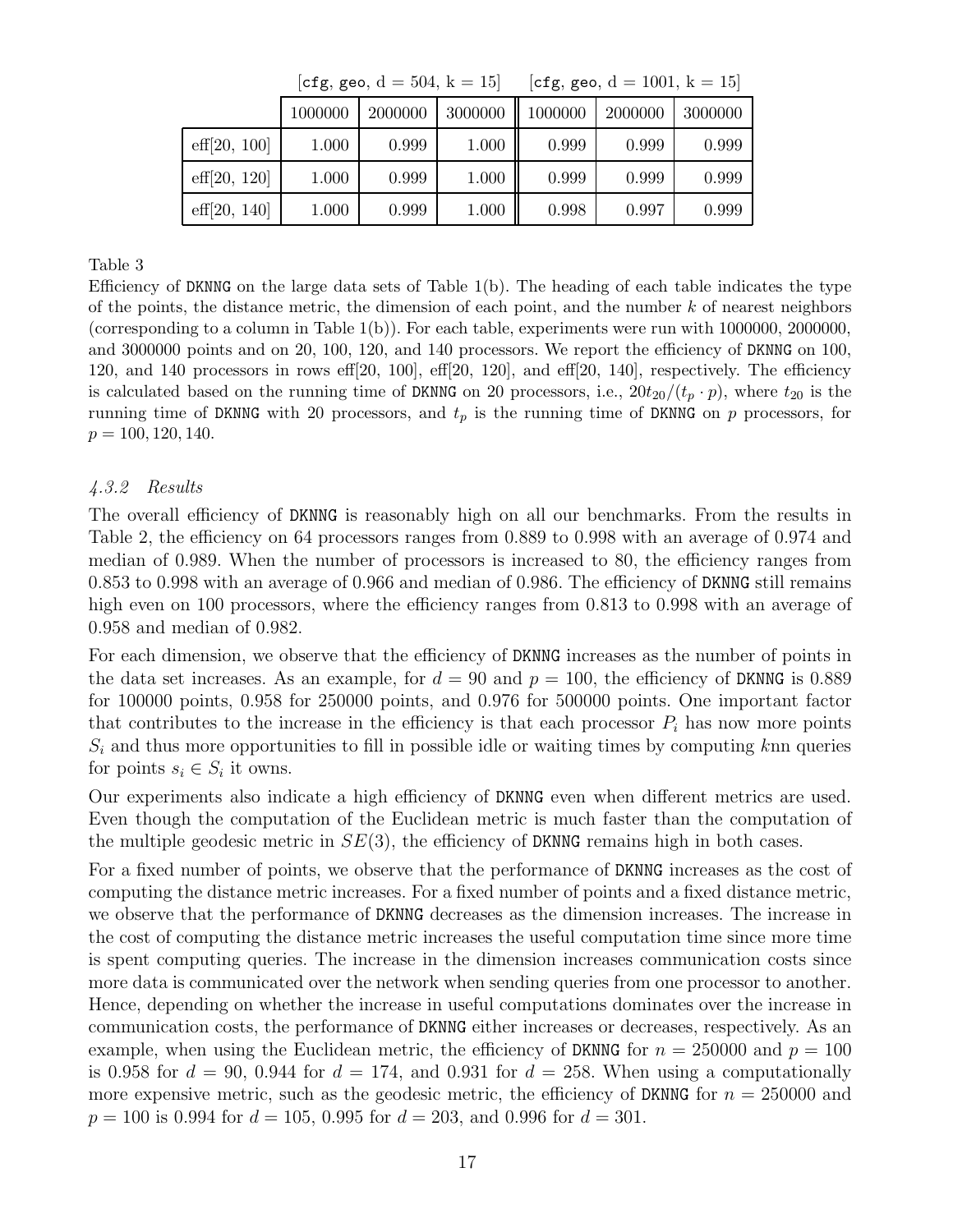| | [cfg, geo, d = 504, k = 15] | | | [cfg, geo, d = 1001, k = 15] | | |
|---|---|---|---|---|---|---|
| | 1000000 | 2000000 | 3000000 | 1000000 | 2000000 | 3000000 |
| eff[20, 100] | 1.000 | 0.999 | 1.000 | 0.999 | 0.999 | 0.999 |
| eff[20, 120] | 1.000 | 0.999 | 1.000 | 0.999 | 0.999 | 0.999 |
| eff[20, 140] | 1.000 | 0.999 | 1.000 | 0.998 | 0.997 | 0.999 |

Table 3

Efficiency of DKNNG on the large data sets of Table 1(b). The heading of each table indicates the type of the points, the distance metric, the dimension of each point, and the number $k$ of nearest neighbors (corresponding to a column in Table 1(b)). For each table, experiments were run with 1000000, 2000000, and 3000000 points and on 20, 100, 120, and 140 processors. We report the efficiency of DKNNG on 100, 120, and 140 processors in rows eff[20, 100], eff[20, 120], and eff[20, 140], respectively. The efficiency is calculated based on the running time of DKNNG on 20 processors, i.e., $20t_{20}/(t_p \cdot p)$, where $t_{20}$ is the running time of DKNNG with 20 processors, and $t_p$ is the running time of DKNNG on $p$ processors, for $p = 100, 120, 140$.

### *4.3.2 Results*

The overall efficiency of DKNNG is reasonably high on all our benchmarks. From the results in Table 2, the efficiency on 64 processors ranges from 0.889 to 0.998 with an average of 0.974 and median of 0.989. When the number of processors is increased to 80, the efficiency ranges from 0.853 to 0.998 with an average of 0.966 and median of 0.986. The efficiency of DKNNG still remains high even on 100 processors, where the efficiency ranges from 0.813 to 0.998 with an average of 0.958 and median of 0.982.

For each dimension, we observe that the efficiency of DKNNG increases as the number of points in the data set increases. As an example, for $d = 90$ and $p = 100$, the efficiency of DKNNG is 0.889 for 100000 points, 0.958 for 250000 points, and 0.976 for 500000 points. One important factor that contributes to the increase in the efficiency is that each processor $P_i$ has now more points $S_i$ and thus more opportunities to fill in possible idle or waiting times by computing $k$nn queries for points $s_i \in S_i$ it owns.

Our experiments also indicate a high efficiency of DKNNG even when different metrics are used. Even though the computation of the Euclidean metric is much faster than the computation of the multiple geodesic metric in $SE(3)$, the efficiency of DKNNG remains high in both cases.

For a fixed number of points, we observe that the performance of DKNNG increases as the cost of computing the distance metric increases. For a fixed number of points and a fixed distance metric, we observe that the performance of DKNNG decreases as the dimension increases. The increase in the cost of computing the distance metric increases the useful computation time since more time is spent computing queries. The increase in the dimension increases communication costs since more data is communicated over the network when sending queries from one processor to another. Hence, depending on whether the increase in useful computations dominates over the increase in communication costs, the performance of DKNNG either increases or decreases, respectively. As an example, when using the Euclidean metric, the efficiency of DKNNG for $n = 250000$ and $p = 100$ is 0.958 for $d = 90$, 0.944 for $d = 174$, and 0.931 for $d = 258$. When using a computationally more expensive metric, such as the geodesic metric, the efficiency of DKNNG for $n = 250000$ and $p = 100$ is 0.994 for $d = 105$, 0.995 for $d = 203$, and 0.996 for $d = 301$.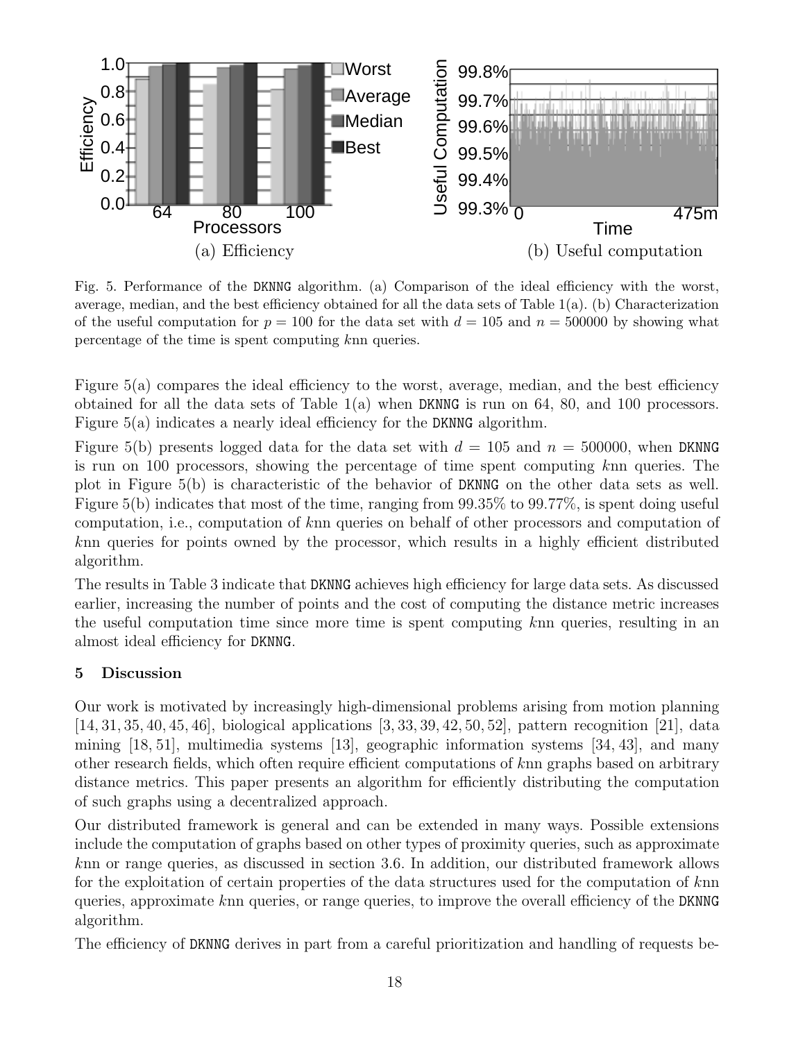(a) Efficiency

(b) Useful computation

Fig. 5. Performance of the DKNNG algorithm. (a) Comparison of the ideal efficiency with the worst, average, median, and the best efficiency obtained for all the data sets of Table 1(a). (b) Characterization of the useful computation for $p = 100$ for the data set with $d = 105$ and $n = 500000$ by showing what percentage of the time is spent computing $k$nn queries.

Figure 5(a) compares the ideal efficiency to the worst, average, median, and the best efficiency obtained for all the data sets of Table 1(a) when DKNNG is run on 64, 80, and 100 processors. Figure 5(a) indicates a nearly ideal efficiency for the DKNNG algorithm.

Figure 5(b) presents logged data for the data set with $d = 105$ and $n = 500000$, when DKNNG is run on 100 processors, showing the percentage of time spent computing $k$nn queries. The plot in Figure 5(b) is characteristic of the behavior of DKNNG on the other data sets as well. Figure 5(b) indicates that most of the time, ranging from 99.35% to 99.77%, is spent doing useful computation, i.e., computation of $k$nn queries on behalf of other processors and computation of $k$nn queries for points owned by the processor, which results in a highly efficient distributed algorithm.

The results in Table 3 indicate that DKNNG achieves high efficiency for large data sets. As discussed earlier, increasing the number of points and the cost of computing the distance metric increases the useful computation time since more time is spent computing $k$nn queries, resulting in an almost ideal efficiency for DKNNG.

## 5 Discussion

Our work is motivated by increasingly high-dimensional problems arising from motion planning [14, 31, 35, 40, 45, 46], biological applications [3, 33, 39, 42, 50, 52], pattern recognition [21], data mining [18, 51], multimedia systems [13], geographic information systems [34, 43], and many other research fields, which often require efficient computations of $k$nn graphs based on arbitrary distance metrics. This paper presents an algorithm for efficiently distributing the computation of such graphs using a decentralized approach.

Our distributed framework is general and can be extended in many ways. Possible extensions include the computation of graphs based on other types of proximity queries, such as approximate $k$nn or range queries, as discussed in section 3.6. In addition, our distributed framework allows for the exploitation of certain properties of the data structures used for the computation of $k$nn queries, approximate $k$nn queries, or range queries, to improve the overall efficiency of the DKNNG algorithm.

The efficiency of DKNNG derives in part from a careful prioritization and handling of requests be-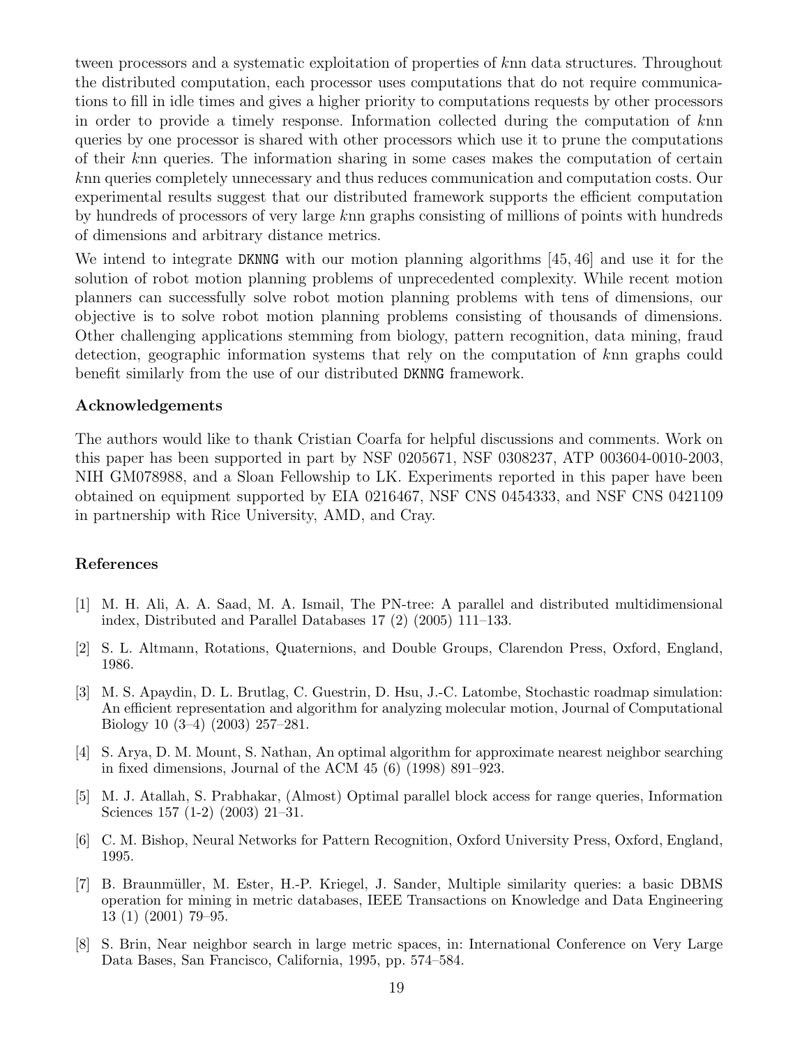tween processors and a systematic exploitation of properties of $k$nn data structures. Throughout the distributed computation, each processor uses computations that do not require communications to fill in idle times and gives a higher priority to computations requests by other processors in order to provide a timely response. Information collected during the computation of $k$nn queries by one processor is shared with other processors which use it to prune the computations of their $k$nn queries. The information sharing in some cases makes the computation of certain $k$nn queries completely unnecessary and thus reduces communication and computation costs. Our experimental results suggest that our distributed framework supports the efficient computation by hundreds of processors of very large $k$nn graphs consisting of millions of points with hundreds of dimensions and arbitrary distance metrics.

We intend to integrate `DKNNG` with our motion planning algorithms [45, 46] and use it for the solution of robot motion planning problems of unprecedented complexity. While recent motion planners can successfully solve robot motion planning problems with tens of dimensions, our objective is to solve robot motion planning problems consisting of thousands of dimensions. Other challenging applications stemming from biology, pattern recognition, data mining, fraud detection, geographic information systems that rely on the computation of $k$nn graphs could benefit similarly from the use of our distributed `DKNNG` framework.

### Acknowledgements

The authors would like to thank Cristian Coarfa for helpful discussions and comments. Work on this paper has been supported in part by NSF 0205671, NSF 0308237, ATP 003604-0010-2003, NIH GM078988, and a Sloan Fellowship to LK. Experiments reported in this paper have been obtained on equipment supported by EIA 0216467, NSF CNS 0454333, and NSF CNS 0421109 in partnership with Rice University, AMD, and Cray.

## References

[1] M. H. Ali, A. A. Saad, M. A. Ismail, The PN-tree: A parallel and distributed multidimensional index, Distributed and Parallel Databases 17 (2) (2005) 111–133.

[2] S. L. Altmann, Rotations, Quaternions, and Double Groups, Clarendon Press, Oxford, England, 1986.

[3] M. S. Apaydin, D. L. Brutlag, C. Guestrin, D. Hsu, J.-C. Latombe, Stochastic roadmap simulation: An efficient representation and algorithm for analyzing molecular motion, Journal of Computational Biology 10 (3–4) (2003) 257–281.

[4] S. Arya, D. M. Mount, S. Nathan, An optimal algorithm for approximate nearest neighbor searching in fixed dimensions, Journal of the ACM 45 (6) (1998) 891–923.

[5] M. J. Atallah, S. Prabhakar, (Almost) Optimal parallel block access for range queries, Information Sciences 157 (1-2) (2003) 21–31.

[6] C. M. Bishop, Neural Networks for Pattern Recognition, Oxford University Press, Oxford, England, 1995.

[7] B. Braunmüller, M. Ester, H.-P. Kriegel, J. Sander, Multiple similarity queries: a basic DBMS operation for mining in metric databases, IEEE Transactions on Knowledge and Data Engineering 13 (1) (2001) 79–95.

[8] S. Brin, Near neighbor search in large metric spaces, in: International Conference on Very Large Data Bases, San Francisco, California, 1995, pp. 574–584.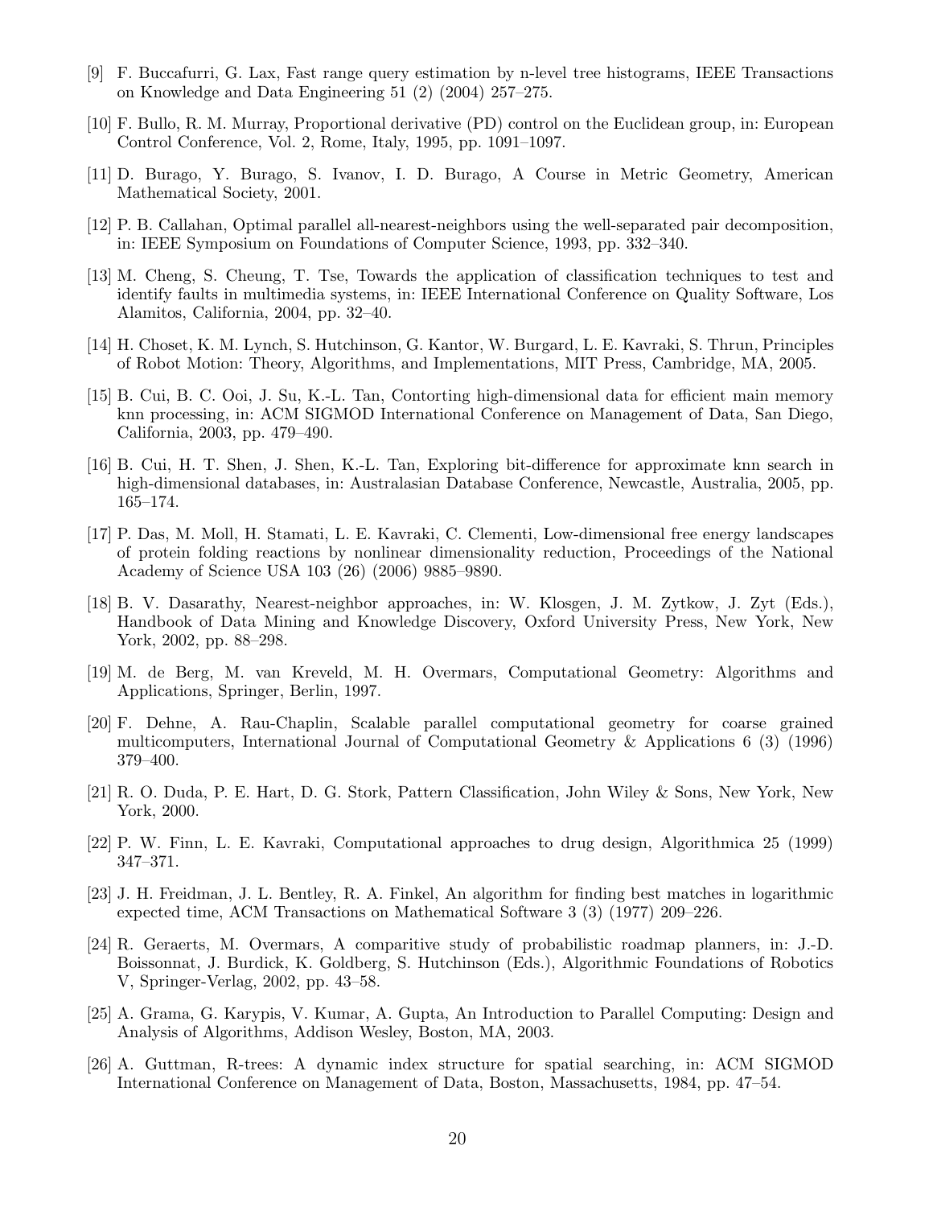[9] F. Buccafurri, G. Lax, Fast range query estimation by n-level tree histograms, IEEE Transactions on Knowledge and Data Engineering 51 (2) (2004) 257–275.

[10] F. Bullo, R. M. Murray, Proportional derivative (PD) control on the Euclidean group, in: European Control Conference, Vol. 2, Rome, Italy, 1995, pp. 1091–1097.

[11] D. Burago, Y. Burago, S. Ivanov, I. D. Burago, A Course in Metric Geometry, American Mathematical Society, 2001.

[12] P. B. Callahan, Optimal parallel all-nearest-neighbors using the well-separated pair decomposition, in: IEEE Symposium on Foundations of Computer Science, 1993, pp. 332–340.

[13] M. Cheng, S. Cheung, T. Tse, Towards the application of classification techniques to test and identify faults in multimedia systems, in: IEEE International Conference on Quality Software, Los Alamitos, California, 2004, pp. 32–40.

[14] H. Choset, K. M. Lynch, S. Hutchinson, G. Kantor, W. Burgard, L. E. Kavraki, S. Thrun, Principles of Robot Motion: Theory, Algorithms, and Implementations, MIT Press, Cambridge, MA, 2005.

[15] B. Cui, B. C. Ooi, J. Su, K.-L. Tan, Contorting high-dimensional data for efficient main memory knn processing, in: ACM SIGMOD International Conference on Management of Data, San Diego, California, 2003, pp. 479–490.

[16] B. Cui, H. T. Shen, J. Shen, K.-L. Tan, Exploring bit-difference for approximate knn search in high-dimensional databases, in: Australasian Database Conference, Newcastle, Australia, 2005, pp. 165–174.

[17] P. Das, M. Moll, H. Stamati, L. E. Kavraki, C. Clementi, Low-dimensional free energy landscapes of protein folding reactions by nonlinear dimensionality reduction, Proceedings of the National Academy of Science USA 103 (26) (2006) 9885–9890.

[18] B. V. Dasarathy, Nearest-neighbor approaches, in: W. Klosgen, J. M. Zytkow, J. Zyt (Eds.), Handbook of Data Mining and Knowledge Discovery, Oxford University Press, New York, New York, 2002, pp. 88–298.

[19] M. de Berg, M. van Kreveld, M. H. Overmars, Computational Geometry: Algorithms and Applications, Springer, Berlin, 1997.

[20] F. Dehne, A. Rau-Chaplin, Scalable parallel computational geometry for coarse grained multicomputers, International Journal of Computational Geometry & Applications 6 (3) (1996) 379–400.

[21] R. O. Duda, P. E. Hart, D. G. Stork, Pattern Classification, John Wiley & Sons, New York, New York, 2000.

[22] P. W. Finn, L. E. Kavraki, Computational approaches to drug design, Algorithmica 25 (1999) 347–371.

[23] J. H. Freidman, J. L. Bentley, R. A. Finkel, An algorithm for finding best matches in logarithmic expected time, ACM Transactions on Mathematical Software 3 (3) (1977) 209–226.

[24] R. Geraerts, M. Overmars, A comparitive study of probabilistic roadmap planners, in: J.-D. Boissonnat, J. Burdick, K. Goldberg, S. Hutchinson (Eds.), Algorithmic Foundations of Robotics V, Springer-Verlag, 2002, pp. 43–58.

[25] A. Grama, G. Karypis, V. Kumar, A. Gupta, An Introduction to Parallel Computing: Design and Analysis of Algorithms, Addison Wesley, Boston, MA, 2003.

[26] A. Guttman, R-trees: A dynamic index structure for spatial searching, in: ACM SIGMOD International Conference on Management of Data, Boston, Massachusetts, 1984, pp. 47–54.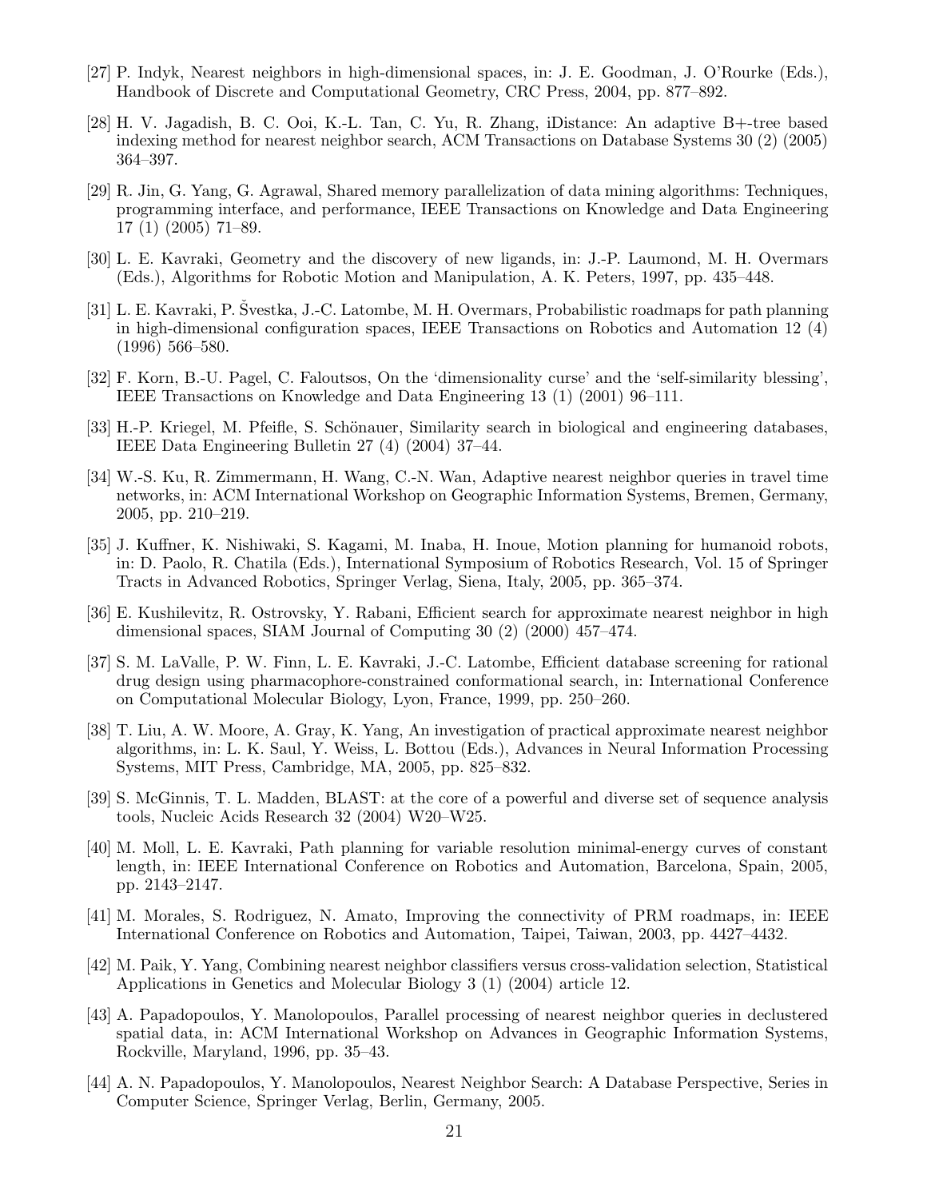[27] P. Indyk, Nearest neighbors in high-dimensional spaces, in: J. E. Goodman, J. O'Rourke (Eds.), Handbook of Discrete and Computational Geometry, CRC Press, 2004, pp. 877–892.

[28] H. V. Jagadish, B. C. Ooi, K.-L. Tan, C. Yu, R. Zhang, iDistance: An adaptive B+-tree based indexing method for nearest neighbor search, ACM Transactions on Database Systems 30 (2) (2005) 364–397.

[29] R. Jin, G. Yang, G. Agrawal, Shared memory parallelization of data mining algorithms: Techniques, programming interface, and performance, IEEE Transactions on Knowledge and Data Engineering 17 (1) (2005) 71–89.

[30] L. E. Kavraki, Geometry and the discovery of new ligands, in: J.-P. Laumond, M. H. Overmars (Eds.), Algorithms for Robotic Motion and Manipulation, A. K. Peters, 1997, pp. 435–448.

[31] L. E. Kavraki, P. Švestka, J.-C. Latombe, M. H. Overmars, Probabilistic roadmaps for path planning in high-dimensional configuration spaces, IEEE Transactions on Robotics and Automation 12 (4) (1996) 566–580.

[32] F. Korn, B.-U. Pagel, C. Faloutsos, On the 'dimensionality curse' and the 'self-similarity blessing', IEEE Transactions on Knowledge and Data Engineering 13 (1) (2001) 96–111.

[33] H.-P. Kriegel, M. Pfeifle, S. Schönauer, Similarity search in biological and engineering databases, IEEE Data Engineering Bulletin 27 (4) (2004) 37–44.

[34] W.-S. Ku, R. Zimmermann, H. Wang, C.-N. Wan, Adaptive nearest neighbor queries in travel time networks, in: ACM International Workshop on Geographic Information Systems, Bremen, Germany, 2005, pp. 210–219.

[35] J. Kuffner, K. Nishiwaki, S. Kagami, M. Inaba, H. Inoue, Motion planning for humanoid robots, in: D. Paolo, R. Chatila (Eds.), International Symposium of Robotics Research, Vol. 15 of Springer Tracts in Advanced Robotics, Springer Verlag, Siena, Italy, 2005, pp. 365–374.

[36] E. Kushilevitz, R. Ostrovsky, Y. Rabani, Efficient search for approximate nearest neighbor in high dimensional spaces, SIAM Journal of Computing 30 (2) (2000) 457–474.

[37] S. M. LaValle, P. W. Finn, L. E. Kavraki, J.-C. Latombe, Efficient database screening for rational drug design using pharmacophore-constrained conformational search, in: International Conference on Computational Molecular Biology, Lyon, France, 1999, pp. 250–260.

[38] T. Liu, A. W. Moore, A. Gray, K. Yang, An investigation of practical approximate nearest neighbor algorithms, in: L. K. Saul, Y. Weiss, L. Bottou (Eds.), Advances in Neural Information Processing Systems, MIT Press, Cambridge, MA, 2005, pp. 825–832.

[39] S. McGinnis, T. L. Madden, BLAST: at the core of a powerful and diverse set of sequence analysis tools, Nucleic Acids Research 32 (2004) W20–W25.

[40] M. Moll, L. E. Kavraki, Path planning for variable resolution minimal-energy curves of constant length, in: IEEE International Conference on Robotics and Automation, Barcelona, Spain, 2005, pp. 2143–2147.

[41] M. Morales, S. Rodriguez, N. Amato, Improving the connectivity of PRM roadmaps, in: IEEE International Conference on Robotics and Automation, Taipei, Taiwan, 2003, pp. 4427–4432.

[42] M. Paik, Y. Yang, Combining nearest neighbor classifiers versus cross-validation selection, Statistical Applications in Genetics and Molecular Biology 3 (1) (2004) article 12.

[43] A. Papadopoulos, Y. Manolopoulos, Parallel processing of nearest neighbor queries in declustered spatial data, in: ACM International Workshop on Advances in Geographic Information Systems, Rockville, Maryland, 1996, pp. 35–43.

[44] A. N. Papadopoulos, Y. Manolopoulos, Nearest Neighbor Search: A Database Perspective, Series in Computer Science, Springer Verlag, Berlin, Germany, 2005.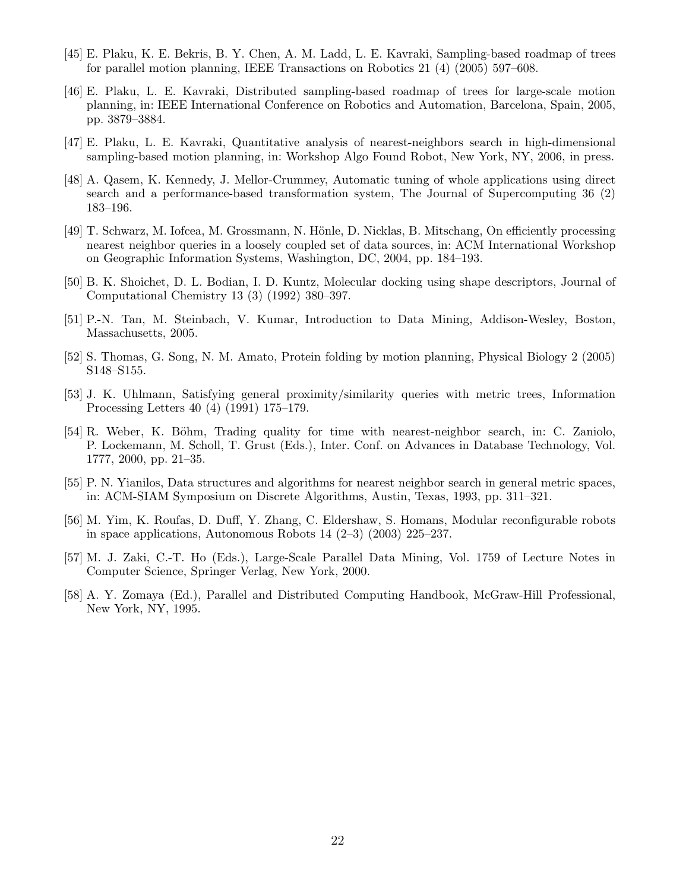[45] E. Plaku, K. E. Bekris, B. Y. Chen, A. M. Ladd, L. E. Kavraki, Sampling-based roadmap of trees for parallel motion planning, IEEE Transactions on Robotics 21 (4) (2005) 597–608.

[46] E. Plaku, L. E. Kavraki, Distributed sampling-based roadmap of trees for large-scale motion planning, in: IEEE International Conference on Robotics and Automation, Barcelona, Spain, 2005, pp. 3879–3884.

[47] E. Plaku, L. E. Kavraki, Quantitative analysis of nearest-neighbors search in high-dimensional sampling-based motion planning, in: Workshop Algo Found Robot, New York, NY, 2006, in press.

[48] A. Qasem, K. Kennedy, J. Mellor-Crummey, Automatic tuning of whole applications using direct search and a performance-based transformation system, The Journal of Supercomputing 36 (2) 183–196.

[49] T. Schwarz, M. Iofcea, M. Grossmann, N. Hönle, D. Nicklas, B. Mitschang, On efficiently processing nearest neighbor queries in a loosely coupled set of data sources, in: ACM International Workshop on Geographic Information Systems, Washington, DC, 2004, pp. 184–193.

[50] B. K. Shoichet, D. L. Bodian, I. D. Kuntz, Molecular docking using shape descriptors, Journal of Computational Chemistry 13 (3) (1992) 380–397.

[51] P.-N. Tan, M. Steinbach, V. Kumar, Introduction to Data Mining, Addison-Wesley, Boston, Massachusetts, 2005.

[52] S. Thomas, G. Song, N. M. Amato, Protein folding by motion planning, Physical Biology 2 (2005) S148–S155.

[53] J. K. Uhlmann, Satisfying general proximity/similarity queries with metric trees, Information Processing Letters 40 (4) (1991) 175–179.

[54] R. Weber, K. Böhm, Trading quality for time with nearest-neighbor search, in: C. Zaniolo, P. Lockemann, M. Scholl, T. Grust (Eds.), Inter. Conf. on Advances in Database Technology, Vol. 1777, 2000, pp. 21–35.

[55] P. N. Yianilos, Data structures and algorithms for nearest neighbor search in general metric spaces, in: ACM-SIAM Symposium on Discrete Algorithms, Austin, Texas, 1993, pp. 311–321.

[56] M. Yim, K. Roufas, D. Duff, Y. Zhang, C. Eldershaw, S. Homans, Modular reconfigurable robots in space applications, Autonomous Robots 14 (2–3) (2003) 225–237.

[57] M. J. Zaki, C.-T. Ho (Eds.), Large-Scale Parallel Data Mining, Vol. 1759 of Lecture Notes in Computer Science, Springer Verlag, New York, 2000.

[58] A. Y. Zomaya (Ed.), Parallel and Distributed Computing Handbook, McGraw-Hill Professional, New York, NY, 1995.